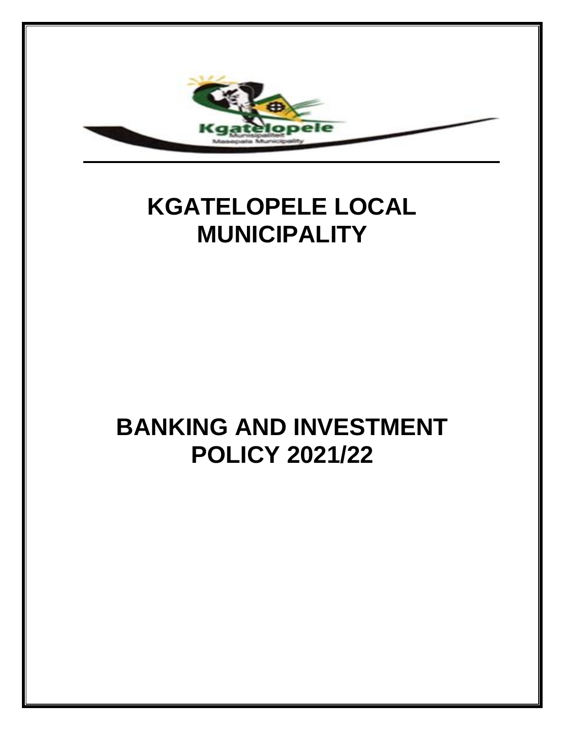# KGATELOPELE LOCAL MUNICIPALITY

# BANKING AND INVESTMENT POLICY 2021/22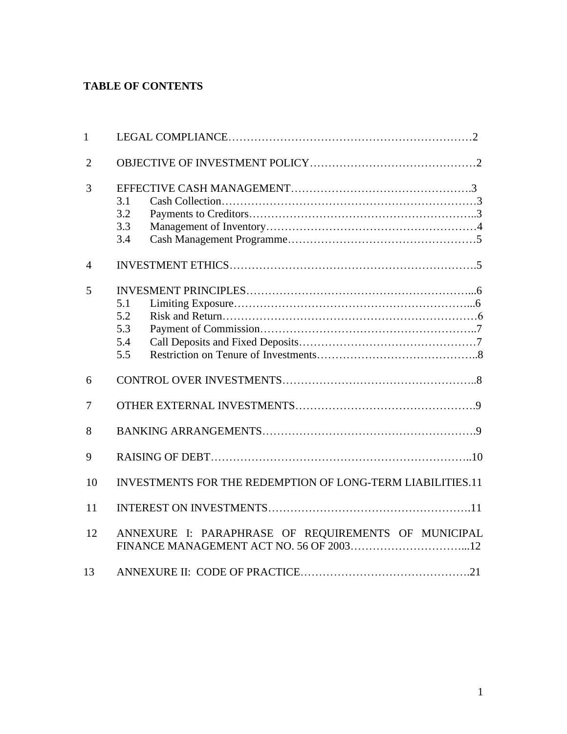**TABLE OF CONTENTS**

| | | |
|---|---|---|
| 1 | LEGAL COMPLIANCE | 2 |
| 2 | OBJECTIVE OF INVESTMENT POLICY | 2 |
| 3 | EFFECTIVE CASH MANAGEMENT | 3 |
| | 3.1 Cash Collection | 3 |
| | 3.2 Payments to Creditors | 3 |
| | 3.3 Management of Inventory | 4 |
| | 3.4 Cash Management Programme | 5 |
| 4 | INVESTMENT ETHICS | 5 |
| 5 | INVESMENT PRINCIPLES | 6 |
| | 5.1 Limiting Exposure | 6 |
| | 5.2 Risk and Return | 6 |
| | 5.3 Payment of Commission | 7 |
| | 5.4 Call Deposits and Fixed Deposits | 7 |
| | 5.5 Restriction on Tenure of Investments | 8 |
| 6 | CONTROL OVER INVESTMENTS | 8 |
| 7 | OTHER EXTERNAL INVESTMENTS | 9 |
| 8 | BANKING ARRANGEMENTS | 9 |
| 9 | RAISING OF DEBT | 10 |
| 10 | INVESTMENTS FOR THE REDEMPTION OF LONG-TERM LIABILITIES | 11 |
| 11 | INTEREST ON INVESTMENTS | 11 |
| 12 | ANNEXURE I: PARAPHRASE OF REQUIREMENTS OF MUNICIPAL FINANCE MANAGEMENT ACT NO. 56 OF 2003 | 12 |
| 13 | ANNEXURE II: CODE OF PRACTICE | 21 |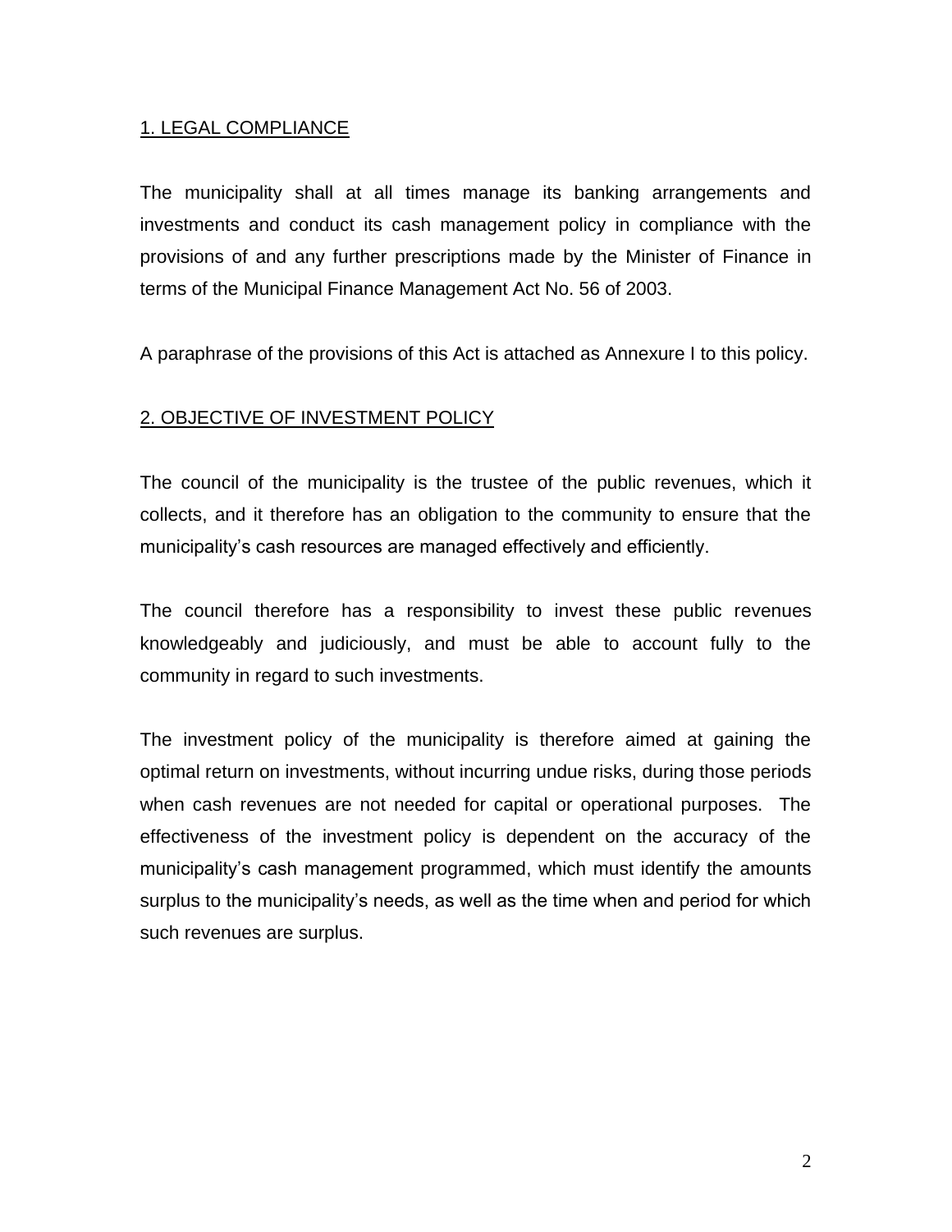## 1. LEGAL COMPLIANCE

The municipality shall at all times manage its banking arrangements and investments and conduct its cash management policy in compliance with the provisions of and any further prescriptions made by the Minister of Finance in terms of the Municipal Finance Management Act No. 56 of 2003.

A paraphrase of the provisions of this Act is attached as Annexure I to this policy.

## 2. OBJECTIVE OF INVESTMENT POLICY

The council of the municipality is the trustee of the public revenues, which it collects, and it therefore has an obligation to the community to ensure that the municipality's cash resources are managed effectively and efficiently.

The council therefore has a responsibility to invest these public revenues knowledgeably and judiciously, and must be able to account fully to the community in regard to such investments.

The investment policy of the municipality is therefore aimed at gaining the optimal return on investments, without incurring undue risks, during those periods when cash revenues are not needed for capital or operational purposes. The effectiveness of the investment policy is dependent on the accuracy of the municipality's cash management programmed, which must identify the amounts surplus to the municipality's needs, as well as the time when and period for which such revenues are surplus.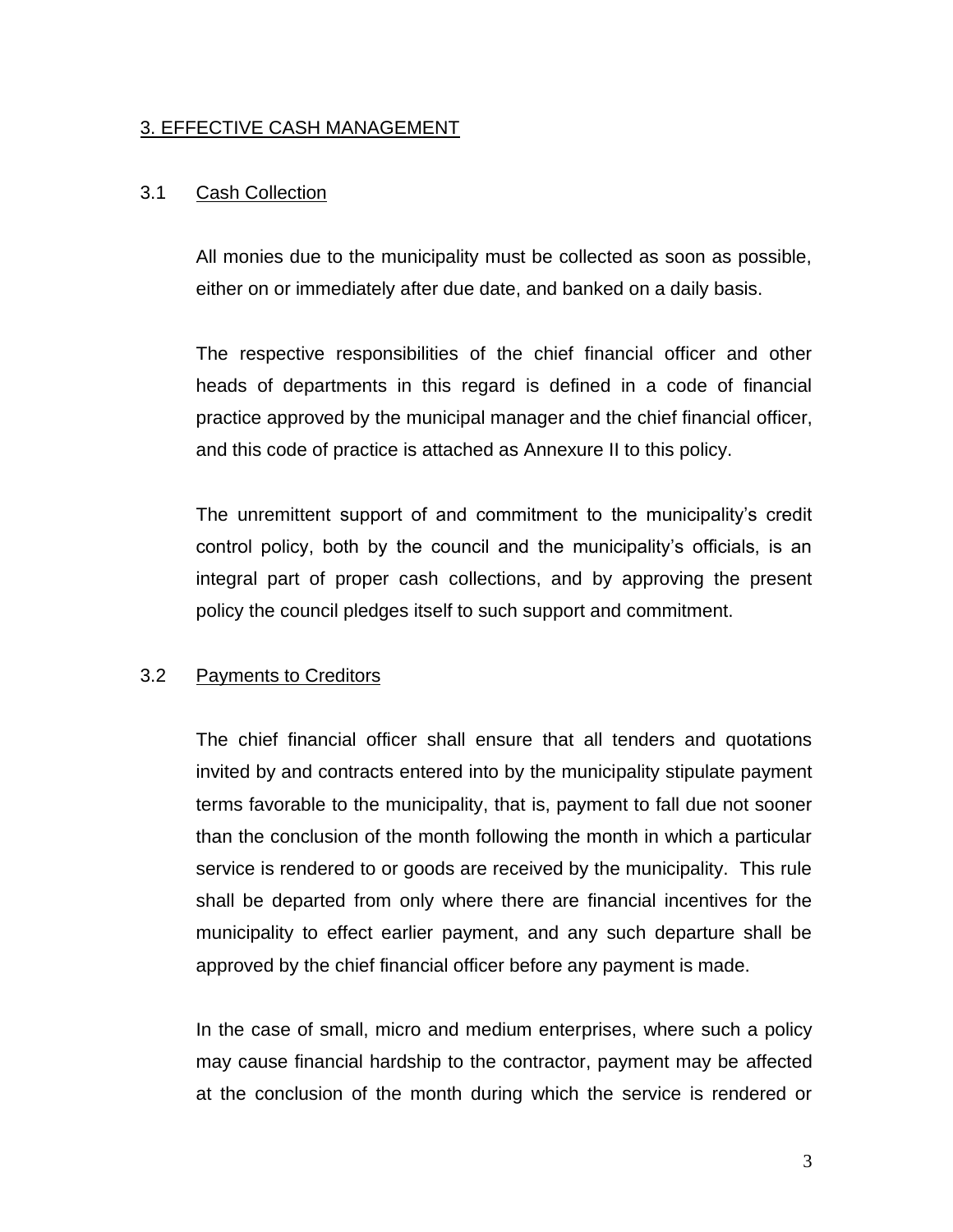## 3. EFFECTIVE CASH MANAGEMENT

### 3.1 Cash Collection

All monies due to the municipality must be collected as soon as possible, either on or immediately after due date, and banked on a daily basis.

The respective responsibilities of the chief financial officer and other heads of departments in this regard is defined in a code of financial practice approved by the municipal manager and the chief financial officer, and this code of practice is attached as Annexure II to this policy.

The unremittent support of and commitment to the municipality's credit control policy, both by the council and the municipality's officials, is an integral part of proper cash collections, and by approving the present policy the council pledges itself to such support and commitment.

### 3.2 Payments to Creditors

The chief financial officer shall ensure that all tenders and quotations invited by and contracts entered into by the municipality stipulate payment terms favorable to the municipality, that is, payment to fall due not sooner than the conclusion of the month following the month in which a particular service is rendered to or goods are received by the municipality. This rule shall be departed from only where there are financial incentives for the municipality to effect earlier payment, and any such departure shall be approved by the chief financial officer before any payment is made.

In the case of small, micro and medium enterprises, where such a policy may cause financial hardship to the contractor, payment may be affected at the conclusion of the month during which the service is rendered or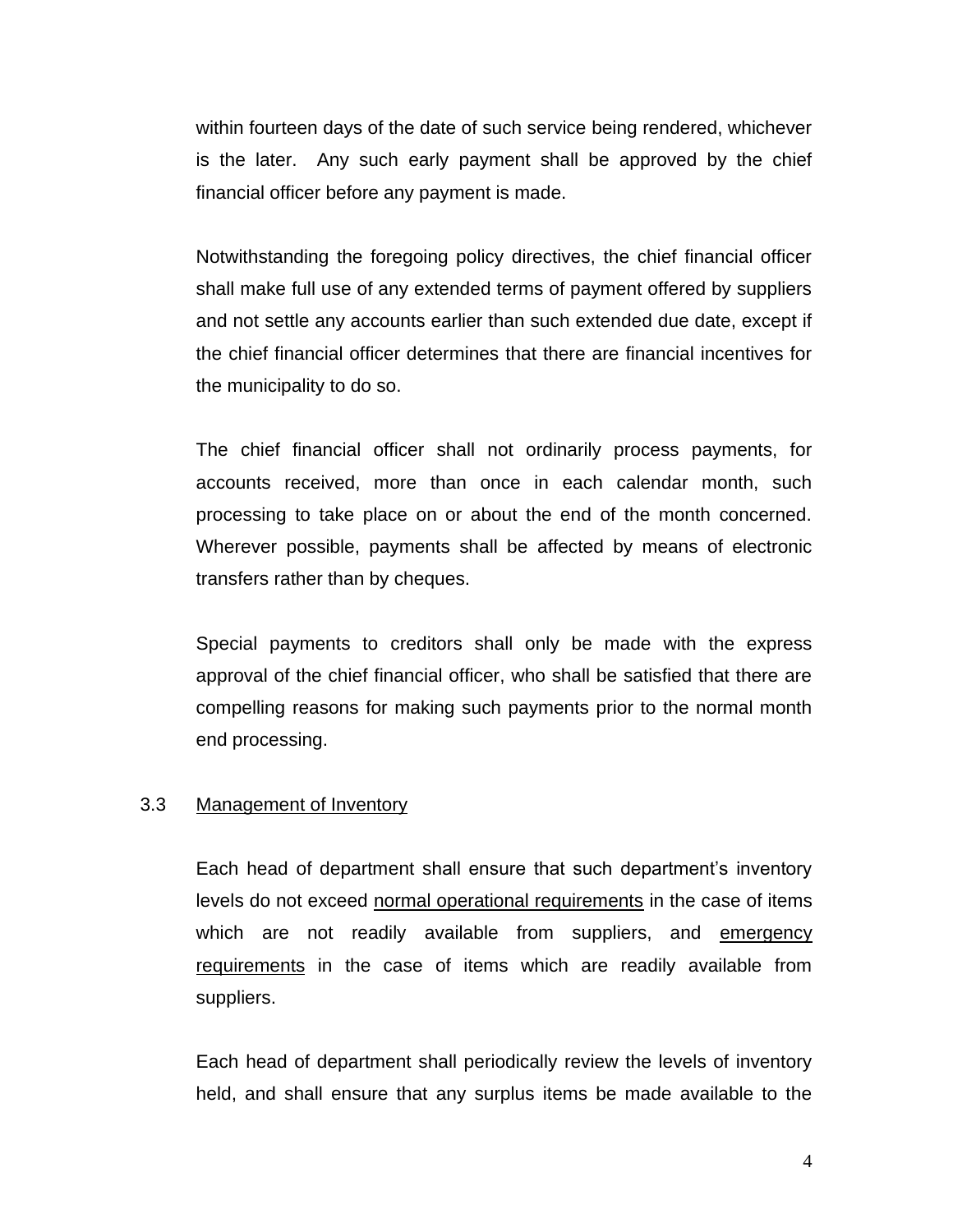within fourteen days of the date of such service being rendered, whichever is the later. Any such early payment shall be approved by the chief financial officer before any payment is made.

Notwithstanding the foregoing policy directives, the chief financial officer shall make full use of any extended terms of payment offered by suppliers and not settle any accounts earlier than such extended due date, except if the chief financial officer determines that there are financial incentives for the municipality to do so.

The chief financial officer shall not ordinarily process payments, for accounts received, more than once in each calendar month, such processing to take place on or about the end of the month concerned. Wherever possible, payments shall be affected by means of electronic transfers rather than by cheques.

Special payments to creditors shall only be made with the express approval of the chief financial officer, who shall be satisfied that there are compelling reasons for making such payments prior to the normal month end processing.

3.3 Management of Inventory

Each head of department shall ensure that such department's inventory levels do not exceed normal operational requirements in the case of items which are not readily available from suppliers, and emergency requirements in the case of items which are readily available from suppliers.

Each head of department shall periodically review the levels of inventory held, and shall ensure that any surplus items be made available to the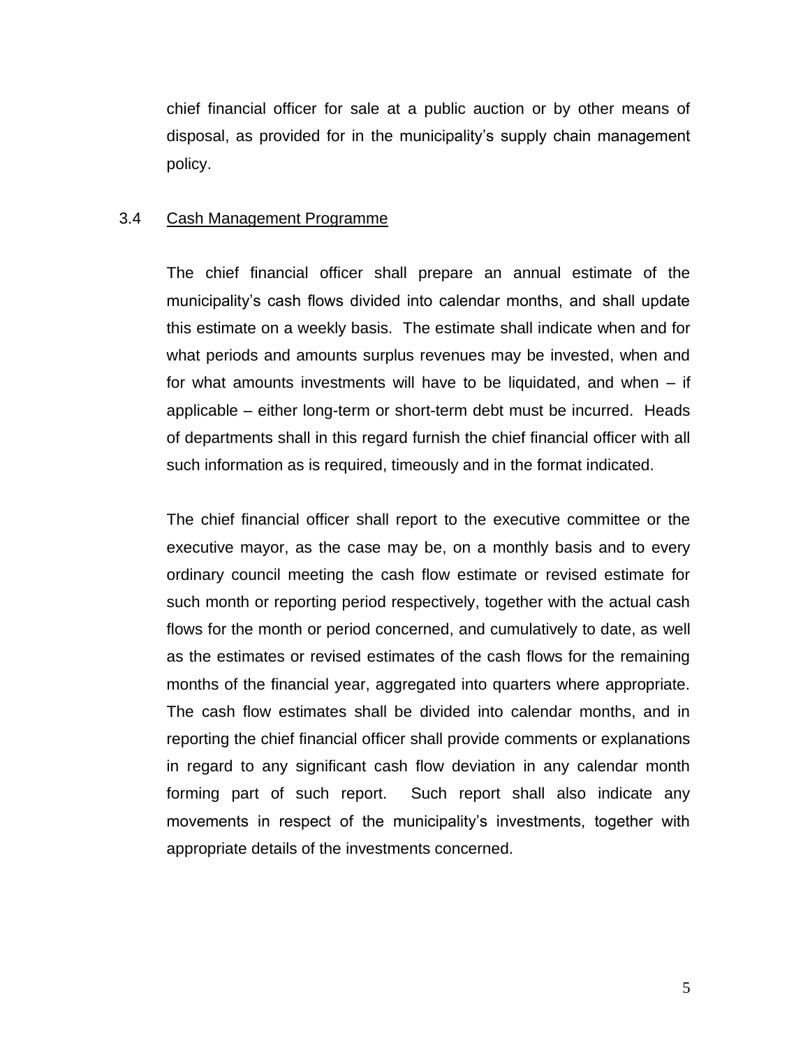chief financial officer for sale at a public auction or by other means of disposal, as provided for in the municipality's supply chain management policy.

### 3.4 Cash Management Programme

The chief financial officer shall prepare an annual estimate of the municipality's cash flows divided into calendar months, and shall update this estimate on a weekly basis. The estimate shall indicate when and for what periods and amounts surplus revenues may be invested, when and for what amounts investments will have to be liquidated, and when – if applicable – either long-term or short-term debt must be incurred. Heads of departments shall in this regard furnish the chief financial officer with all such information as is required, timeously and in the format indicated.

The chief financial officer shall report to the executive committee or the executive mayor, as the case may be, on a monthly basis and to every ordinary council meeting the cash flow estimate or revised estimate for such month or reporting period respectively, together with the actual cash flows for the month or period concerned, and cumulatively to date, as well as the estimates or revised estimates of the cash flows for the remaining months of the financial year, aggregated into quarters where appropriate. The cash flow estimates shall be divided into calendar months, and in reporting the chief financial officer shall provide comments or explanations in regard to any significant cash flow deviation in any calendar month forming part of such report. Such report shall also indicate any movements in respect of the municipality's investments, together with appropriate details of the investments concerned.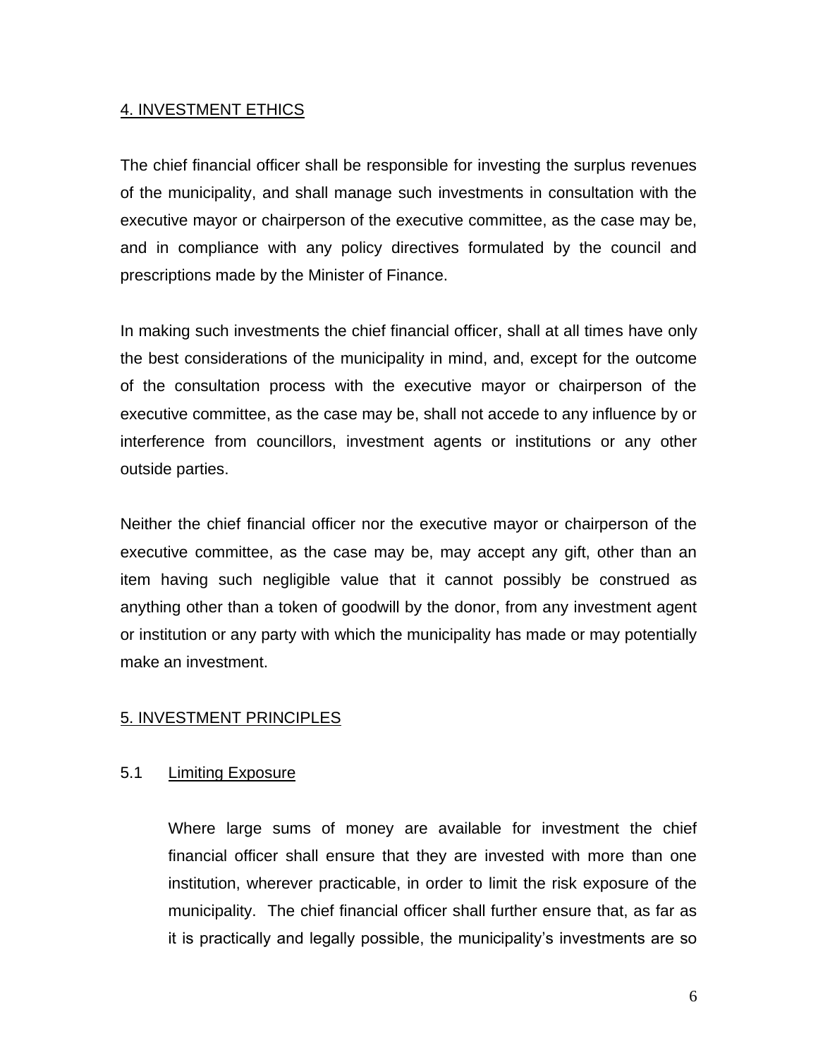## 4. INVESTMENT ETHICS

The chief financial officer shall be responsible for investing the surplus revenues of the municipality, and shall manage such investments in consultation with the executive mayor or chairperson of the executive committee, as the case may be, and in compliance with any policy directives formulated by the council and prescriptions made by the Minister of Finance.

In making such investments the chief financial officer, shall at all times have only the best considerations of the municipality in mind, and, except for the outcome of the consultation process with the executive mayor or chairperson of the executive committee, as the case may be, shall not accede to any influence by or interference from councillors, investment agents or institutions or any other outside parties.

Neither the chief financial officer nor the executive mayor or chairperson of the executive committee, as the case may be, may accept any gift, other than an item having such negligible value that it cannot possibly be construed as anything other than a token of goodwill by the donor, from any investment agent or institution or any party with which the municipality has made or may potentially make an investment.

## 5. INVESTMENT PRINCIPLES

### 5.1 Limiting Exposure

Where large sums of money are available for investment the chief financial officer shall ensure that they are invested with more than one institution, wherever practicable, in order to limit the risk exposure of the municipality. The chief financial officer shall further ensure that, as far as it is practically and legally possible, the municipality's investments are so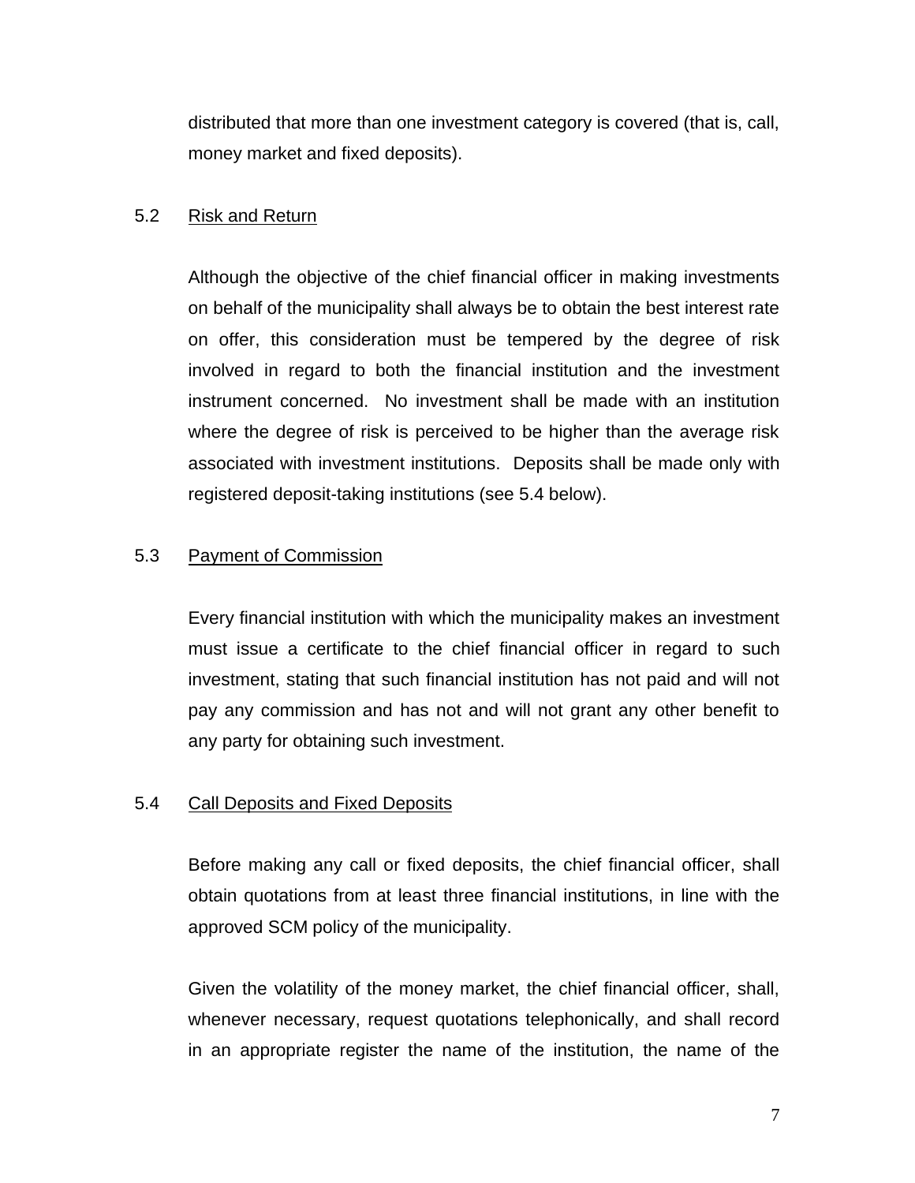distributed that more than one investment category is covered (that is, call, money market and fixed deposits).

### 5.2 Risk and Return

Although the objective of the chief financial officer in making investments on behalf of the municipality shall always be to obtain the best interest rate on offer, this consideration must be tempered by the degree of risk involved in regard to both the financial institution and the investment instrument concerned. No investment shall be made with an institution where the degree of risk is perceived to be higher than the average risk associated with investment institutions. Deposits shall be made only with registered deposit-taking institutions (see 5.4 below).

### 5.3 Payment of Commission

Every financial institution with which the municipality makes an investment must issue a certificate to the chief financial officer in regard to such investment, stating that such financial institution has not paid and will not pay any commission and has not and will not grant any other benefit to any party for obtaining such investment.

### 5.4 Call Deposits and Fixed Deposits

Before making any call or fixed deposits, the chief financial officer, shall obtain quotations from at least three financial institutions, in line with the approved SCM policy of the municipality.

Given the volatility of the money market, the chief financial officer, shall, whenever necessary, request quotations telephonically, and shall record in an appropriate register the name of the institution, the name of the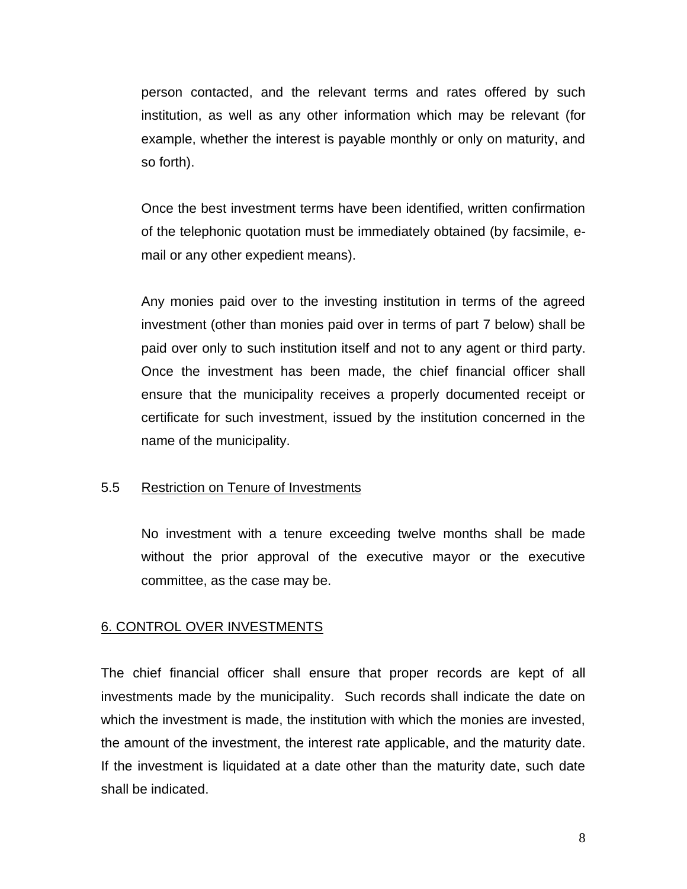person contacted, and the relevant terms and rates offered by such institution, as well as any other information which may be relevant (for example, whether the interest is payable monthly or only on maturity, and so forth).

Once the best investment terms have been identified, written confirmation of the telephonic quotation must be immediately obtained (by facsimile, e-mail or any other expedient means).

Any monies paid over to the investing institution in terms of the agreed investment (other than monies paid over in terms of part 7 below) shall be paid over only to such institution itself and not to any agent or third party. Once the investment has been made, the chief financial officer shall ensure that the municipality receives a properly documented receipt or certificate for such investment, issued by the institution concerned in the name of the municipality.

### 5.5 Restriction on Tenure of Investments

No investment with a tenure exceeding twelve months shall be made without the prior approval of the executive mayor or the executive committee, as the case may be.

## 6. CONTROL OVER INVESTMENTS

The chief financial officer shall ensure that proper records are kept of all investments made by the municipality. Such records shall indicate the date on which the investment is made, the institution with which the monies are invested, the amount of the investment, the interest rate applicable, and the maturity date. If the investment is liquidated at a date other than the maturity date, such date shall be indicated.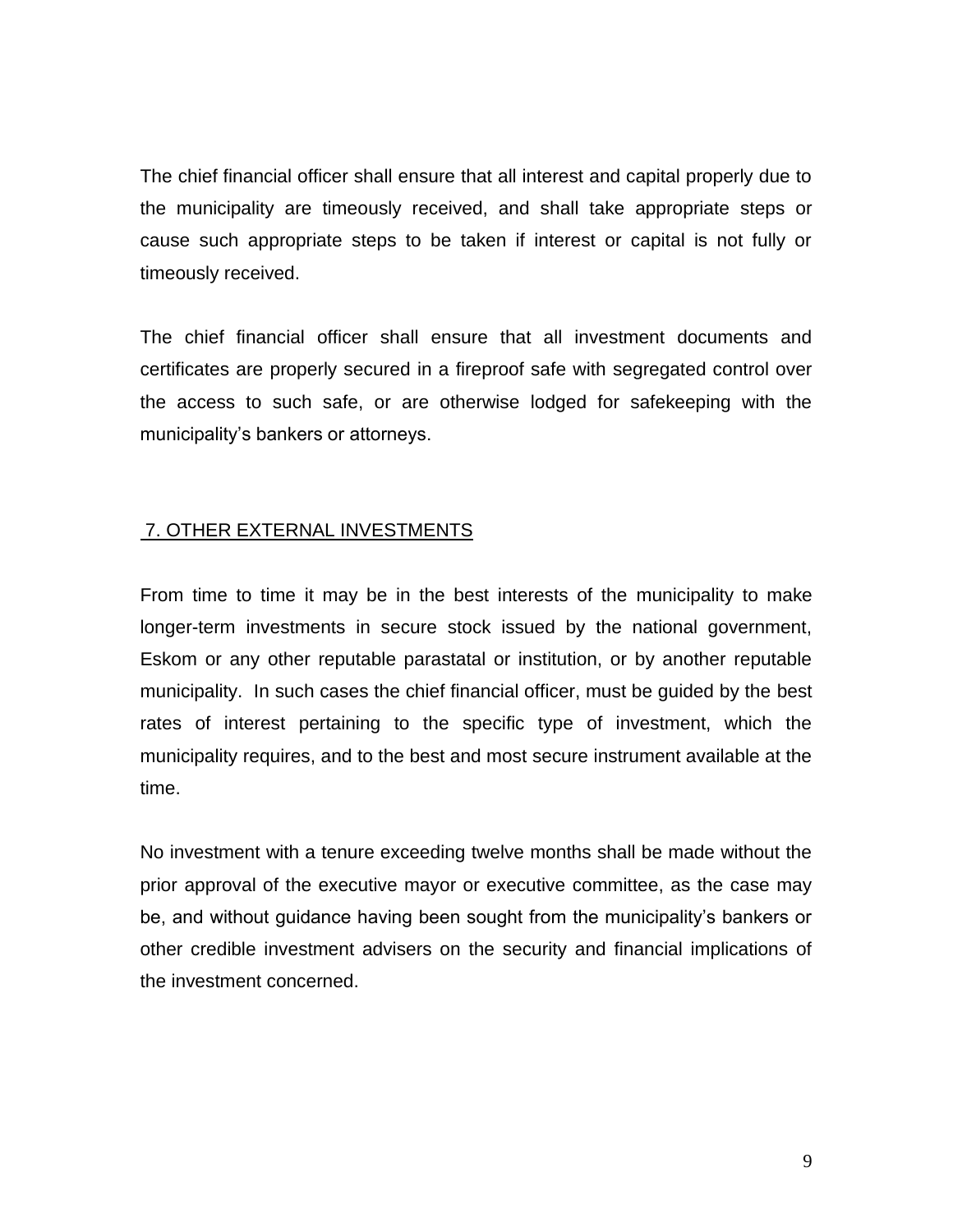The chief financial officer shall ensure that all interest and capital properly due to the municipality are timeously received, and shall take appropriate steps or cause such appropriate steps to be taken if interest or capital is not fully or timeously received.

The chief financial officer shall ensure that all investment documents and certificates are properly secured in a fireproof safe with segregated control over the access to such safe, or are otherwise lodged for safekeeping with the municipality's bankers or attorneys.

## 7. OTHER EXTERNAL INVESTMENTS

From time to time it may be in the best interests of the municipality to make longer-term investments in secure stock issued by the national government, Eskom or any other reputable parastatal or institution, or by another reputable municipality. In such cases the chief financial officer, must be guided by the best rates of interest pertaining to the specific type of investment, which the municipality requires, and to the best and most secure instrument available at the time.

No investment with a tenure exceeding twelve months shall be made without the prior approval of the executive mayor or executive committee, as the case may be, and without guidance having been sought from the municipality's bankers or other credible investment advisers on the security and financial implications of the investment concerned.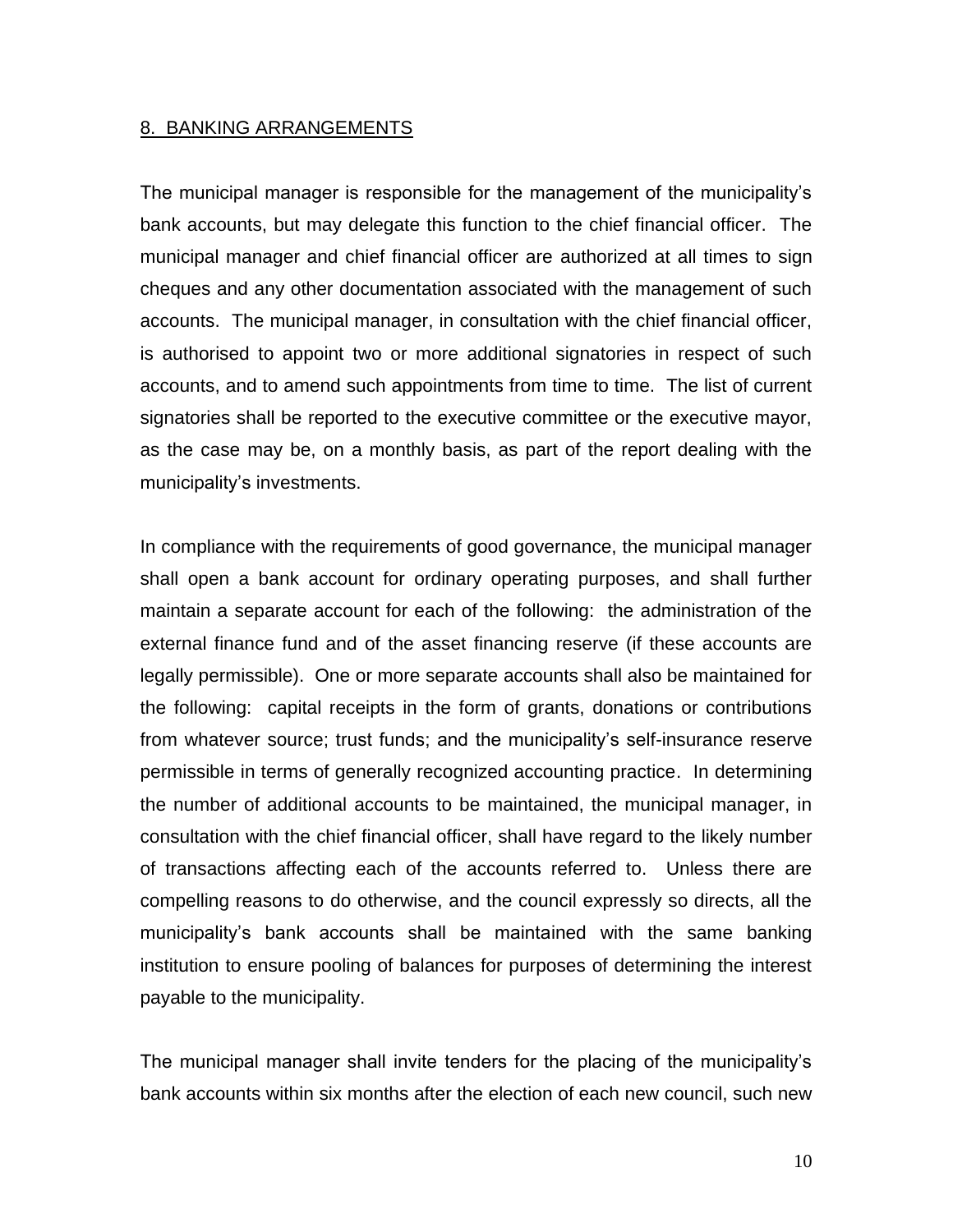## 8. BANKING ARRANGEMENTS

The municipal manager is responsible for the management of the municipality's bank accounts, but may delegate this function to the chief financial officer. The municipal manager and chief financial officer are authorized at all times to sign cheques and any other documentation associated with the management of such accounts. The municipal manager, in consultation with the chief financial officer, is authorised to appoint two or more additional signatories in respect of such accounts, and to amend such appointments from time to time. The list of current signatories shall be reported to the executive committee or the executive mayor, as the case may be, on a monthly basis, as part of the report dealing with the municipality's investments.

In compliance with the requirements of good governance, the municipal manager shall open a bank account for ordinary operating purposes, and shall further maintain a separate account for each of the following: the administration of the external finance fund and of the asset financing reserve (if these accounts are legally permissible). One or more separate accounts shall also be maintained for the following: capital receipts in the form of grants, donations or contributions from whatever source; trust funds; and the municipality's self-insurance reserve permissible in terms of generally recognized accounting practice. In determining the number of additional accounts to be maintained, the municipal manager, in consultation with the chief financial officer, shall have regard to the likely number of transactions affecting each of the accounts referred to. Unless there are compelling reasons to do otherwise, and the council expressly so directs, all the municipality's bank accounts shall be maintained with the same banking institution to ensure pooling of balances for purposes of determining the interest payable to the municipality.

The municipal manager shall invite tenders for the placing of the municipality's bank accounts within six months after the election of each new council, such new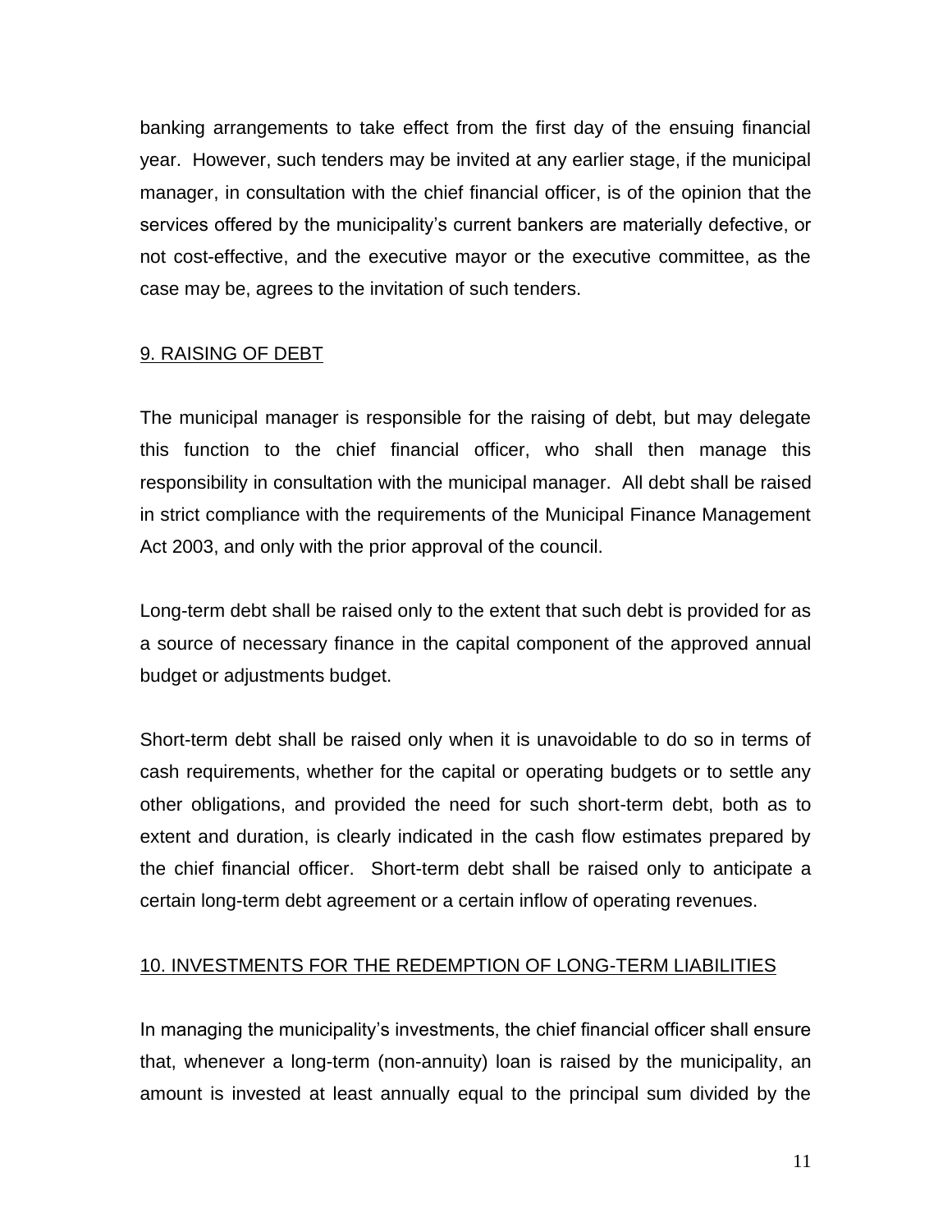banking arrangements to take effect from the first day of the ensuing financial year. However, such tenders may be invited at any earlier stage, if the municipal manager, in consultation with the chief financial officer, is of the opinion that the services offered by the municipality's current bankers are materially defective, or not cost-effective, and the executive mayor or the executive committee, as the case may be, agrees to the invitation of such tenders.

## 9. RAISING OF DEBT

The municipal manager is responsible for the raising of debt, but may delegate this function to the chief financial officer, who shall then manage this responsibility in consultation with the municipal manager. All debt shall be raised in strict compliance with the requirements of the Municipal Finance Management Act 2003, and only with the prior approval of the council.

Long-term debt shall be raised only to the extent that such debt is provided for as a source of necessary finance in the capital component of the approved annual budget or adjustments budget.

Short-term debt shall be raised only when it is unavoidable to do so in terms of cash requirements, whether for the capital or operating budgets or to settle any other obligations, and provided the need for such short-term debt, both as to extent and duration, is clearly indicated in the cash flow estimates prepared by the chief financial officer. Short-term debt shall be raised only to anticipate a certain long-term debt agreement or a certain inflow of operating revenues.

## 10. INVESTMENTS FOR THE REDEMPTION OF LONG-TERM LIABILITIES

In managing the municipality's investments, the chief financial officer shall ensure that, whenever a long-term (non-annuity) loan is raised by the municipality, an amount is invested at least annually equal to the principal sum divided by the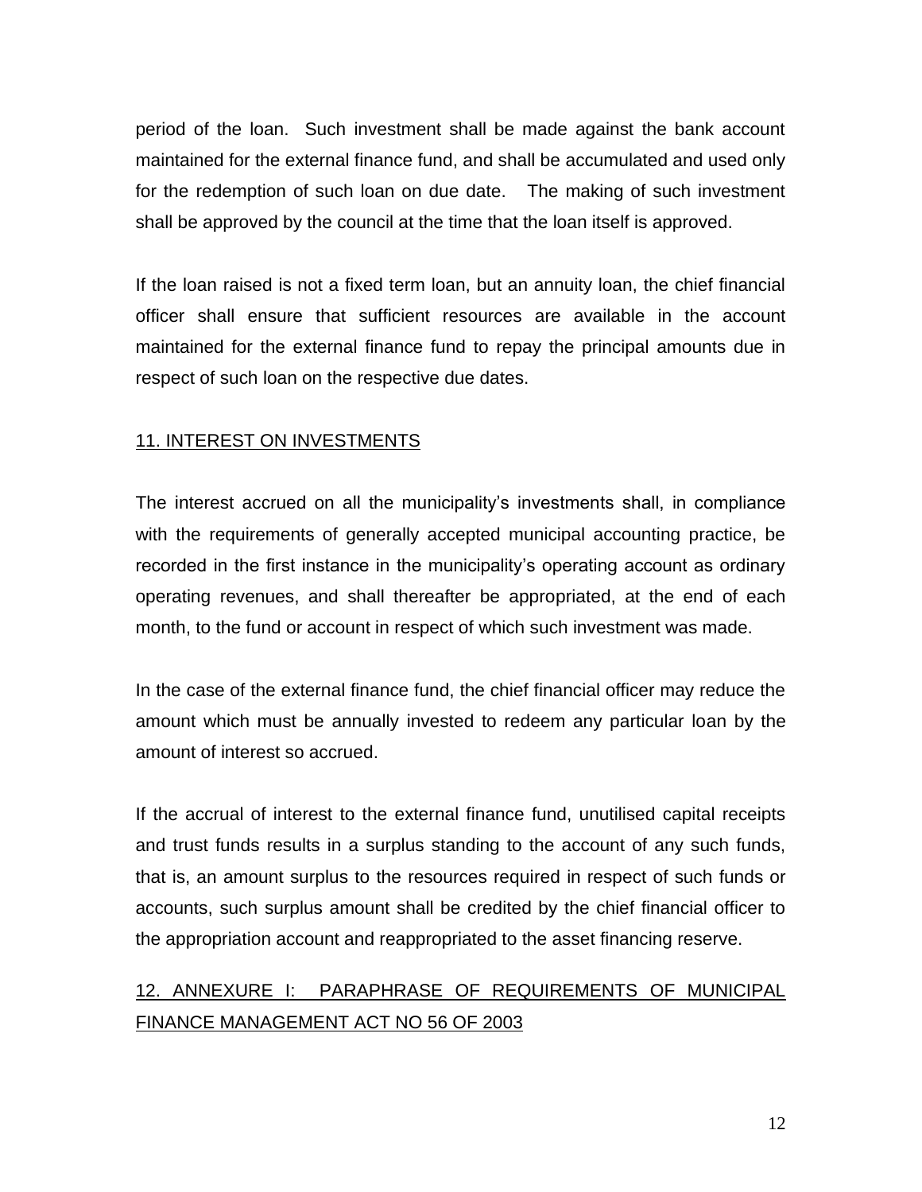period of the loan. Such investment shall be made against the bank account maintained for the external finance fund, and shall be accumulated and used only for the redemption of such loan on due date. The making of such investment shall be approved by the council at the time that the loan itself is approved.

If the loan raised is not a fixed term loan, but an annuity loan, the chief financial officer shall ensure that sufficient resources are available in the account maintained for the external finance fund to repay the principal amounts due in respect of such loan on the respective due dates.

## 11. INTEREST ON INVESTMENTS

The interest accrued on all the municipality's investments shall, in compliance with the requirements of generally accepted municipal accounting practice, be recorded in the first instance in the municipality's operating account as ordinary operating revenues, and shall thereafter be appropriated, at the end of each month, to the fund or account in respect of which such investment was made.

In the case of the external finance fund, the chief financial officer may reduce the amount which must be annually invested to redeem any particular loan by the amount of interest so accrued.

If the accrual of interest to the external finance fund, unutilised capital receipts and trust funds results in a surplus standing to the account of any such funds, that is, an amount surplus to the resources required in respect of such funds or accounts, such surplus amount shall be credited by the chief financial officer to the appropriation account and reappropriated to the asset financing reserve.

## 12. ANNEXURE I: PARAPHRASE OF REQUIREMENTS OF MUNICIPAL FINANCE MANAGEMENT ACT NO 56 OF 2003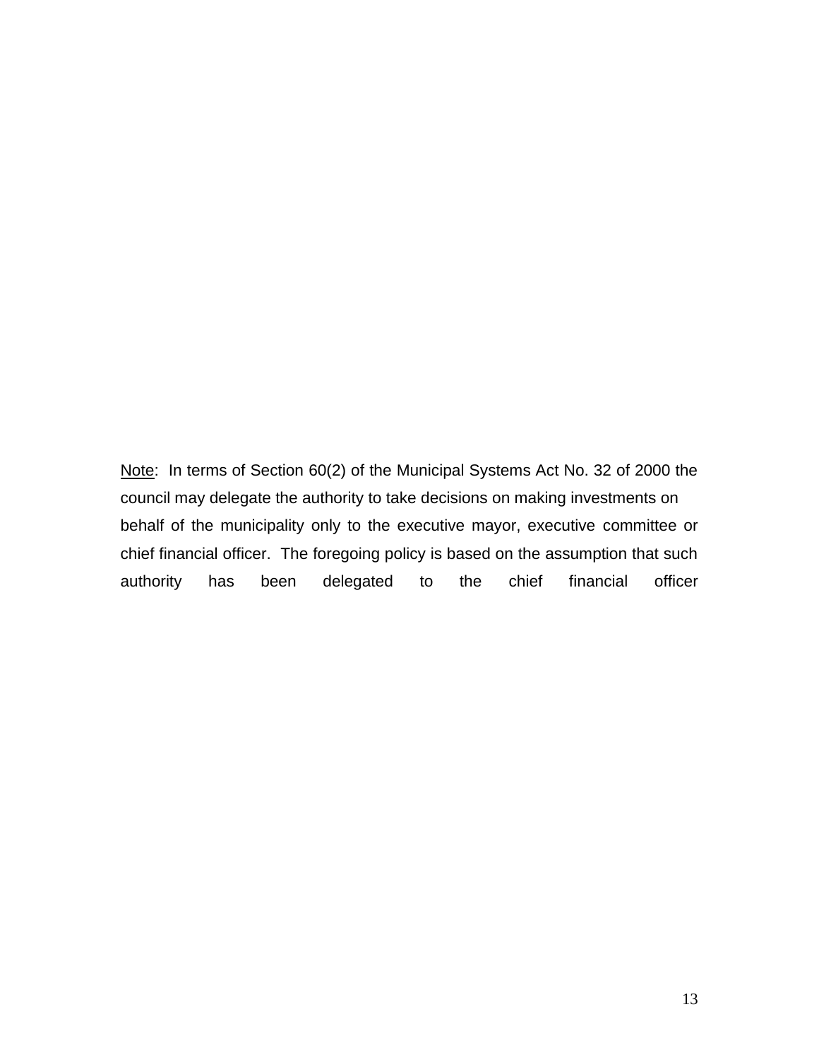Note:  In terms of Section 60(2) of the Municipal Systems Act No. 32 of 2000 the council may delegate the authority to take decisions on making investments on behalf of the municipality only to the executive mayor, executive committee or chief financial officer.  The foregoing policy is based on the assumption that such authority has been delegated to the chief financial officer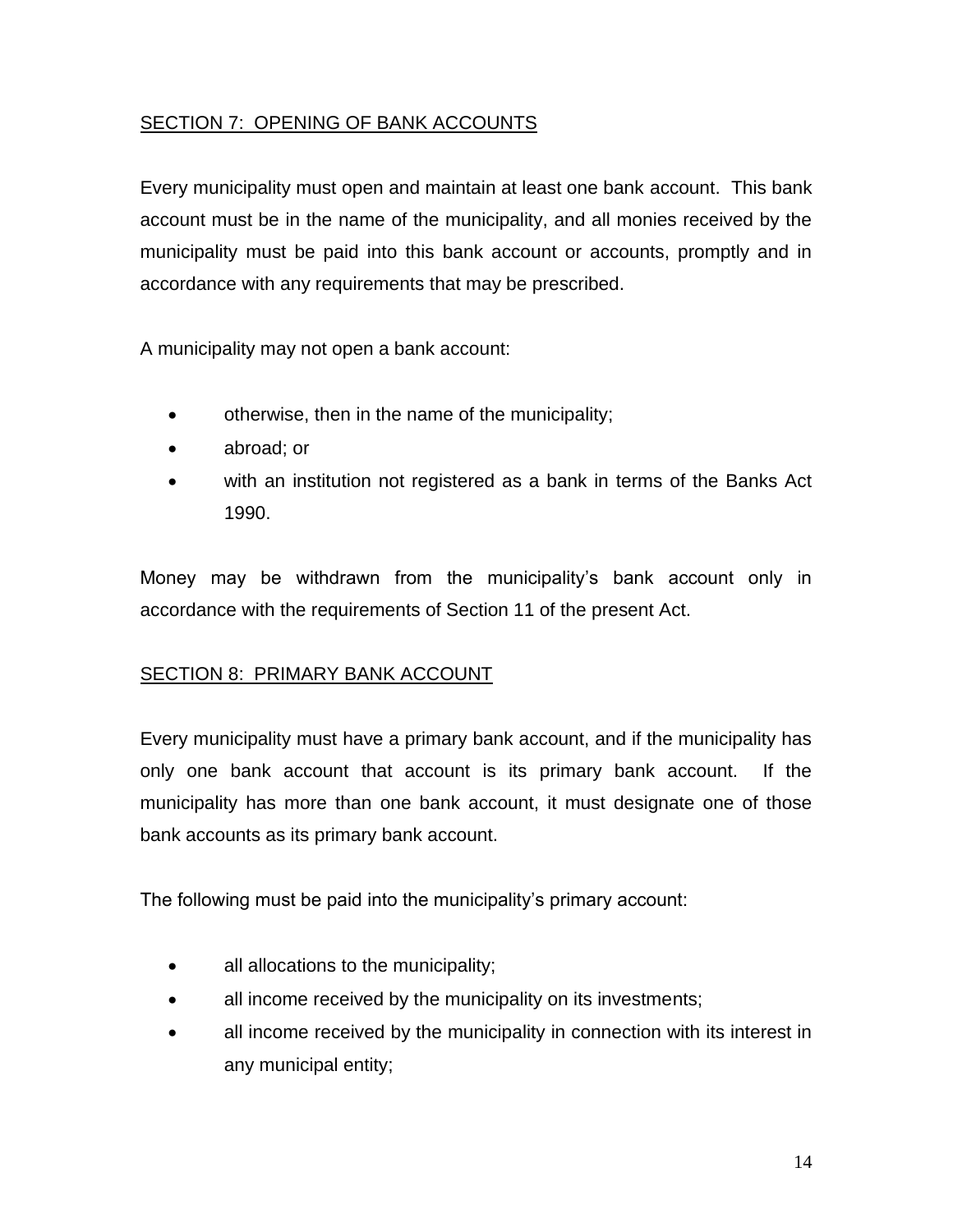## SECTION 7: OPENING OF BANK ACCOUNTS

Every municipality must open and maintain at least one bank account. This bank account must be in the name of the municipality, and all monies received by the municipality must be paid into this bank account or accounts, promptly and in accordance with any requirements that may be prescribed.

A municipality may not open a bank account:

- otherwise, then in the name of the municipality;
- abroad; or
- with an institution not registered as a bank in terms of the Banks Act 1990.

Money may be withdrawn from the municipality's bank account only in accordance with the requirements of Section 11 of the present Act.

## SECTION 8: PRIMARY BANK ACCOUNT

Every municipality must have a primary bank account, and if the municipality has only one bank account that account is its primary bank account. If the municipality has more than one bank account, it must designate one of those bank accounts as its primary bank account.

The following must be paid into the municipality's primary account:

- all allocations to the municipality;
- all income received by the municipality on its investments;
- all income received by the municipality in connection with its interest in any municipal entity;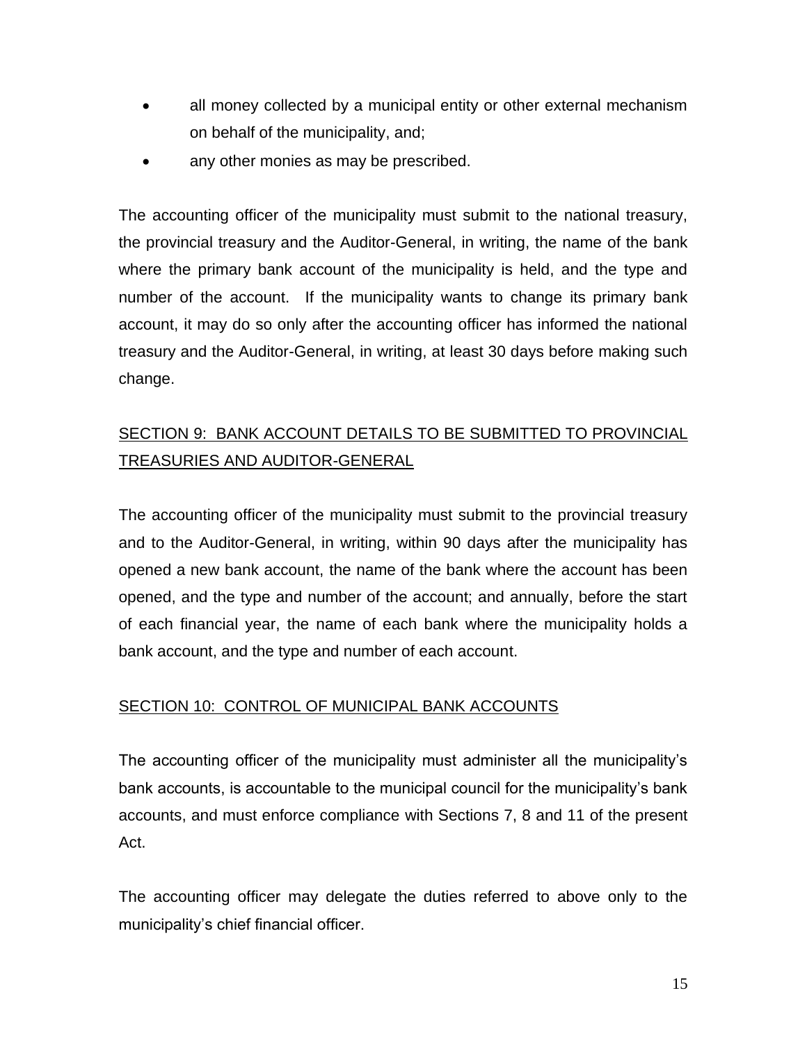- all money collected by a municipal entity or other external mechanism on behalf of the municipality, and;
- any other monies as may be prescribed.

The accounting officer of the municipality must submit to the national treasury, the provincial treasury and the Auditor-General, in writing, the name of the bank where the primary bank account of the municipality is held, and the type and number of the account. If the municipality wants to change its primary bank account, it may do so only after the accounting officer has informed the national treasury and the Auditor-General, in writing, at least 30 days before making such change.

## SECTION 9: BANK ACCOUNT DETAILS TO BE SUBMITTED TO PROVINCIAL TREASURIES AND AUDITOR-GENERAL

The accounting officer of the municipality must submit to the provincial treasury and to the Auditor-General, in writing, within 90 days after the municipality has opened a new bank account, the name of the bank where the account has been opened, and the type and number of the account; and annually, before the start of each financial year, the name of each bank where the municipality holds a bank account, and the type and number of each account.

## SECTION 10: CONTROL OF MUNICIPAL BANK ACCOUNTS

The accounting officer of the municipality must administer all the municipality's bank accounts, is accountable to the municipal council for the municipality's bank accounts, and must enforce compliance with Sections 7, 8 and 11 of the present Act.

The accounting officer may delegate the duties referred to above only to the municipality's chief financial officer.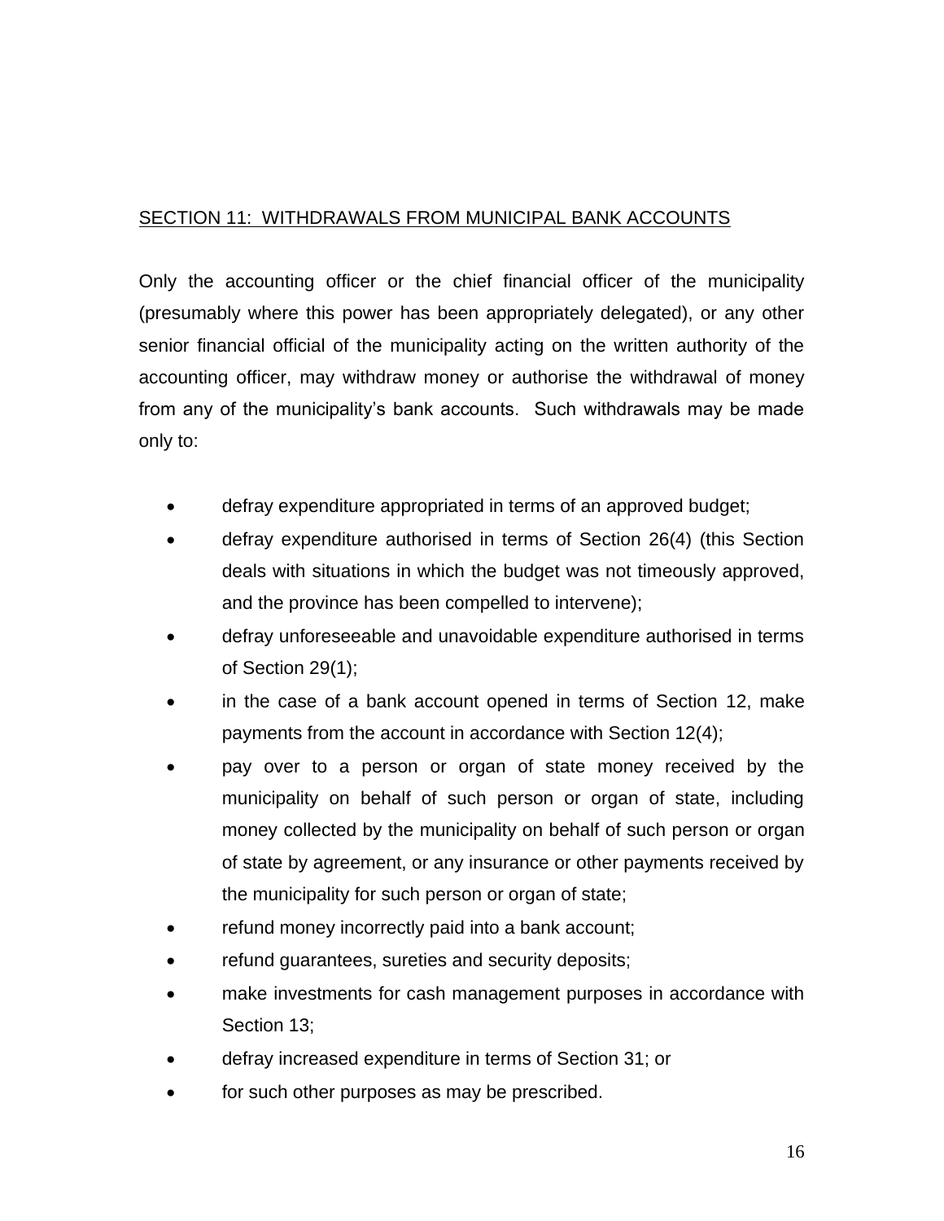## SECTION 11: WITHDRAWALS FROM MUNICIPAL BANK ACCOUNTS

Only the accounting officer or the chief financial officer of the municipality (presumably where this power has been appropriately delegated), or any other senior financial official of the municipality acting on the written authority of the accounting officer, may withdraw money or authorise the withdrawal of money from any of the municipality's bank accounts. Such withdrawals may be made only to:

- defray expenditure appropriated in terms of an approved budget;
- defray expenditure authorised in terms of Section 26(4) (this Section deals with situations in which the budget was not timeously approved, and the province has been compelled to intervene);
- defray unforeseeable and unavoidable expenditure authorised in terms of Section 29(1);
- in the case of a bank account opened in terms of Section 12, make payments from the account in accordance with Section 12(4);
- pay over to a person or organ of state money received by the municipality on behalf of such person or organ of state, including money collected by the municipality on behalf of such person or organ of state by agreement, or any insurance or other payments received by the municipality for such person or organ of state;
- refund money incorrectly paid into a bank account;
- refund guarantees, sureties and security deposits;
- make investments for cash management purposes in accordance with Section 13;
- defray increased expenditure in terms of Section 31; or
- for such other purposes as may be prescribed.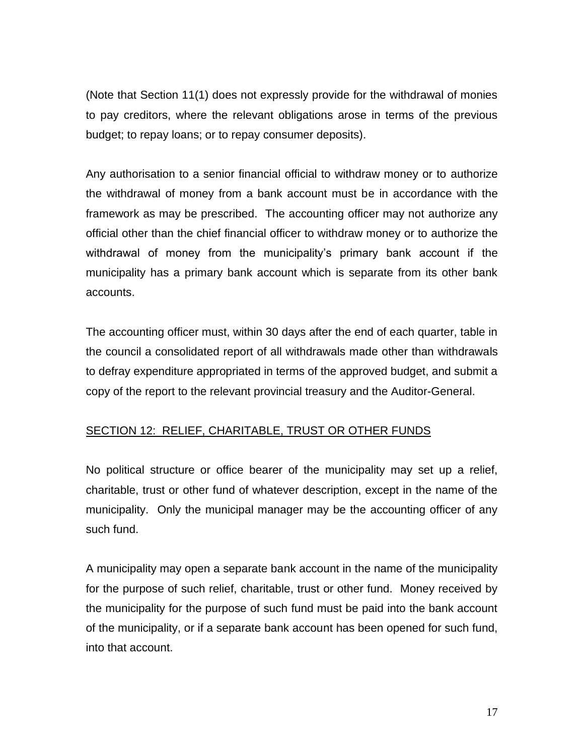(Note that Section 11(1) does not expressly provide for the withdrawal of monies to pay creditors, where the relevant obligations arose in terms of the previous budget; to repay loans; or to repay consumer deposits).

Any authorisation to a senior financial official to withdraw money or to authorize the withdrawal of money from a bank account must be in accordance with the framework as may be prescribed. The accounting officer may not authorize any official other than the chief financial officer to withdraw money or to authorize the withdrawal of money from the municipality's primary bank account if the municipality has a primary bank account which is separate from its other bank accounts.

The accounting officer must, within 30 days after the end of each quarter, table in the council a consolidated report of all withdrawals made other than withdrawals to defray expenditure appropriated in terms of the approved budget, and submit a copy of the report to the relevant provincial treasury and the Auditor-General.

## SECTION 12: RELIEF, CHARITABLE, TRUST OR OTHER FUNDS

No political structure or office bearer of the municipality may set up a relief, charitable, trust or other fund of whatever description, except in the name of the municipality. Only the municipal manager may be the accounting officer of any such fund.

A municipality may open a separate bank account in the name of the municipality for the purpose of such relief, charitable, trust or other fund. Money received by the municipality for the purpose of such fund must be paid into the bank account of the municipality, or if a separate bank account has been opened for such fund, into that account.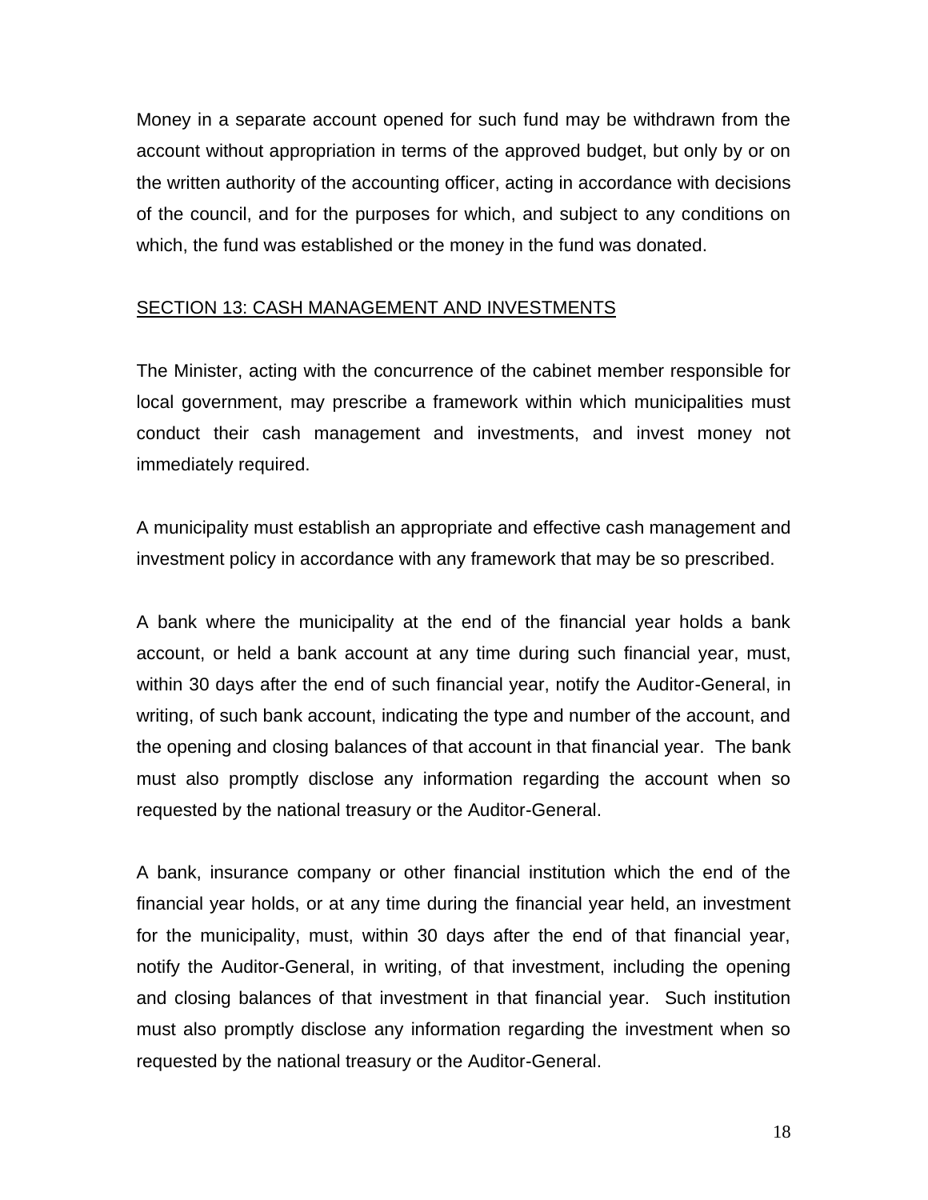Money in a separate account opened for such fund may be withdrawn from the account without appropriation in terms of the approved budget, but only by or on the written authority of the accounting officer, acting in accordance with decisions of the council, and for the purposes for which, and subject to any conditions on which, the fund was established or the money in the fund was donated.

## SECTION 13: CASH MANAGEMENT AND INVESTMENTS

The Minister, acting with the concurrence of the cabinet member responsible for local government, may prescribe a framework within which municipalities must conduct their cash management and investments, and invest money not immediately required.

A municipality must establish an appropriate and effective cash management and investment policy in accordance with any framework that may be so prescribed.

A bank where the municipality at the end of the financial year holds a bank account, or held a bank account at any time during such financial year, must, within 30 days after the end of such financial year, notify the Auditor-General, in writing, of such bank account, indicating the type and number of the account, and the opening and closing balances of that account in that financial year. The bank must also promptly disclose any information regarding the account when so requested by the national treasury or the Auditor-General.

A bank, insurance company or other financial institution which the end of the financial year holds, or at any time during the financial year held, an investment for the municipality, must, within 30 days after the end of that financial year, notify the Auditor-General, in writing, of that investment, including the opening and closing balances of that investment in that financial year. Such institution must also promptly disclose any information regarding the investment when so requested by the national treasury or the Auditor-General.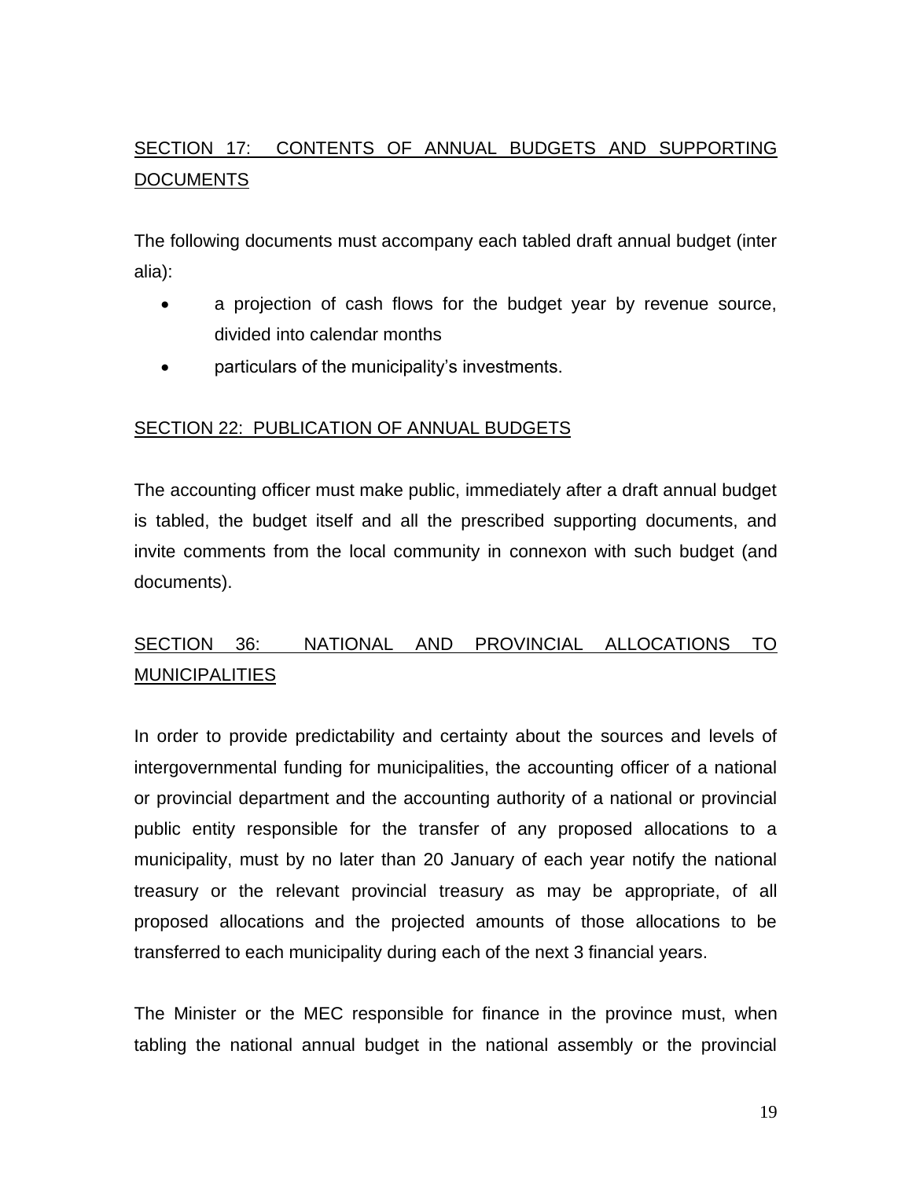## SECTION 17: CONTENTS OF ANNUAL BUDGETS AND SUPPORTING DOCUMENTS

The following documents must accompany each tabled draft annual budget (inter alia):

- a projection of cash flows for the budget year by revenue source, divided into calendar months
- particulars of the municipality's investments.

## SECTION 22: PUBLICATION OF ANNUAL BUDGETS

The accounting officer must make public, immediately after a draft annual budget is tabled, the budget itself and all the prescribed supporting documents, and invite comments from the local community in connexon with such budget (and documents).

## SECTION 36: NATIONAL AND PROVINCIAL ALLOCATIONS TO MUNICIPALITIES

In order to provide predictability and certainty about the sources and levels of intergovernmental funding for municipalities, the accounting officer of a national or provincial department and the accounting authority of a national or provincial public entity responsible for the transfer of any proposed allocations to a municipality, must by no later than 20 January of each year notify the national treasury or the relevant provincial treasury as may be appropriate, of all proposed allocations and the projected amounts of those allocations to be transferred to each municipality during each of the next 3 financial years.

The Minister or the MEC responsible for finance in the province must, when tabling the national annual budget in the national assembly or the provincial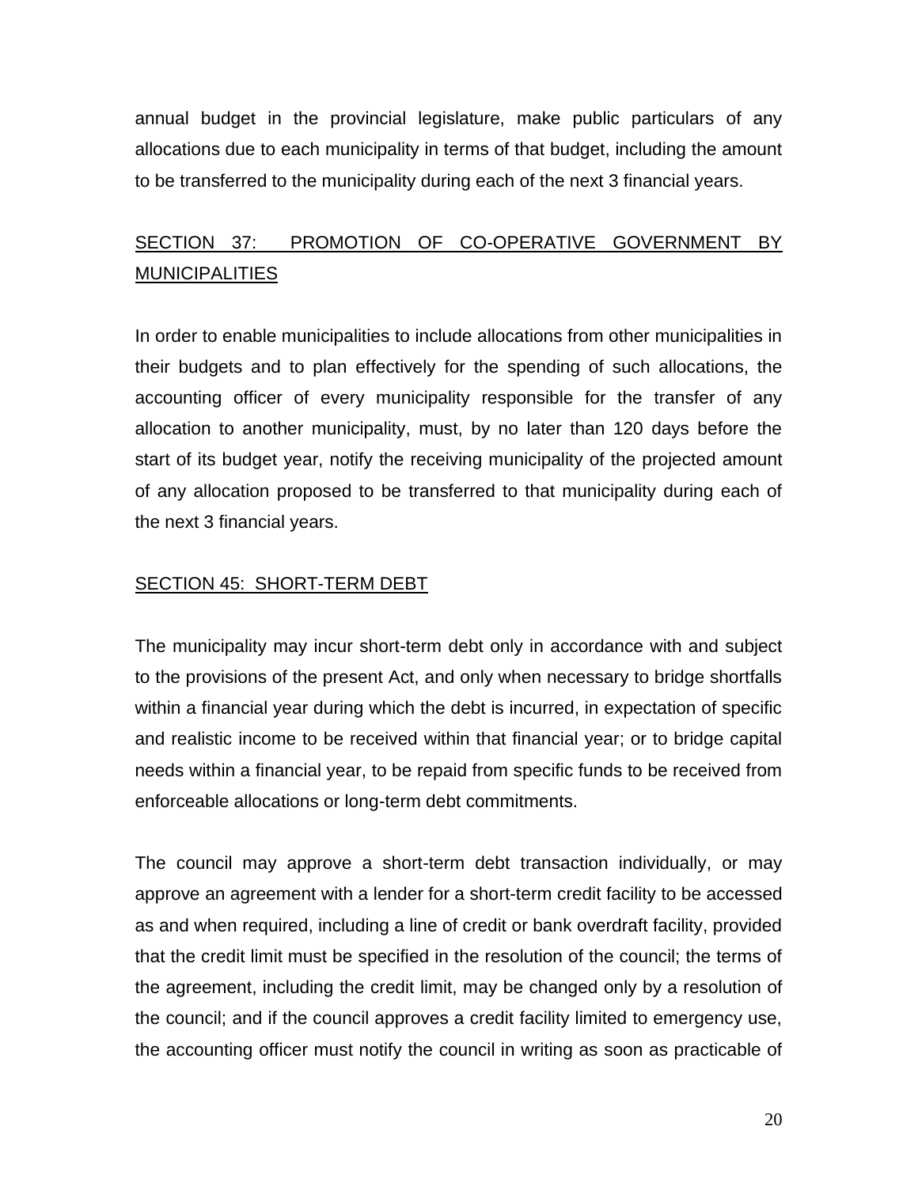annual budget in the provincial legislature, make public particulars of any allocations due to each municipality in terms of that budget, including the amount to be transferred to the municipality during each of the next 3 financial years.

## SECTION 37: PROMOTION OF CO-OPERATIVE GOVERNMENT BY MUNICIPALITIES

In order to enable municipalities to include allocations from other municipalities in their budgets and to plan effectively for the spending of such allocations, the accounting officer of every municipality responsible for the transfer of any allocation to another municipality, must, by no later than 120 days before the start of its budget year, notify the receiving municipality of the projected amount of any allocation proposed to be transferred to that municipality during each of the next 3 financial years.

## SECTION 45: SHORT-TERM DEBT

The municipality may incur short-term debt only in accordance with and subject to the provisions of the present Act, and only when necessary to bridge shortfalls within a financial year during which the debt is incurred, in expectation of specific and realistic income to be received within that financial year; or to bridge capital needs within a financial year, to be repaid from specific funds to be received from enforceable allocations or long-term debt commitments.

The council may approve a short-term debt transaction individually, or may approve an agreement with a lender for a short-term credit facility to be accessed as and when required, including a line of credit or bank overdraft facility, provided that the credit limit must be specified in the resolution of the council; the terms of the agreement, including the credit limit, may be changed only by a resolution of the council; and if the council approves a credit facility limited to emergency use, the accounting officer must notify the council in writing as soon as practicable of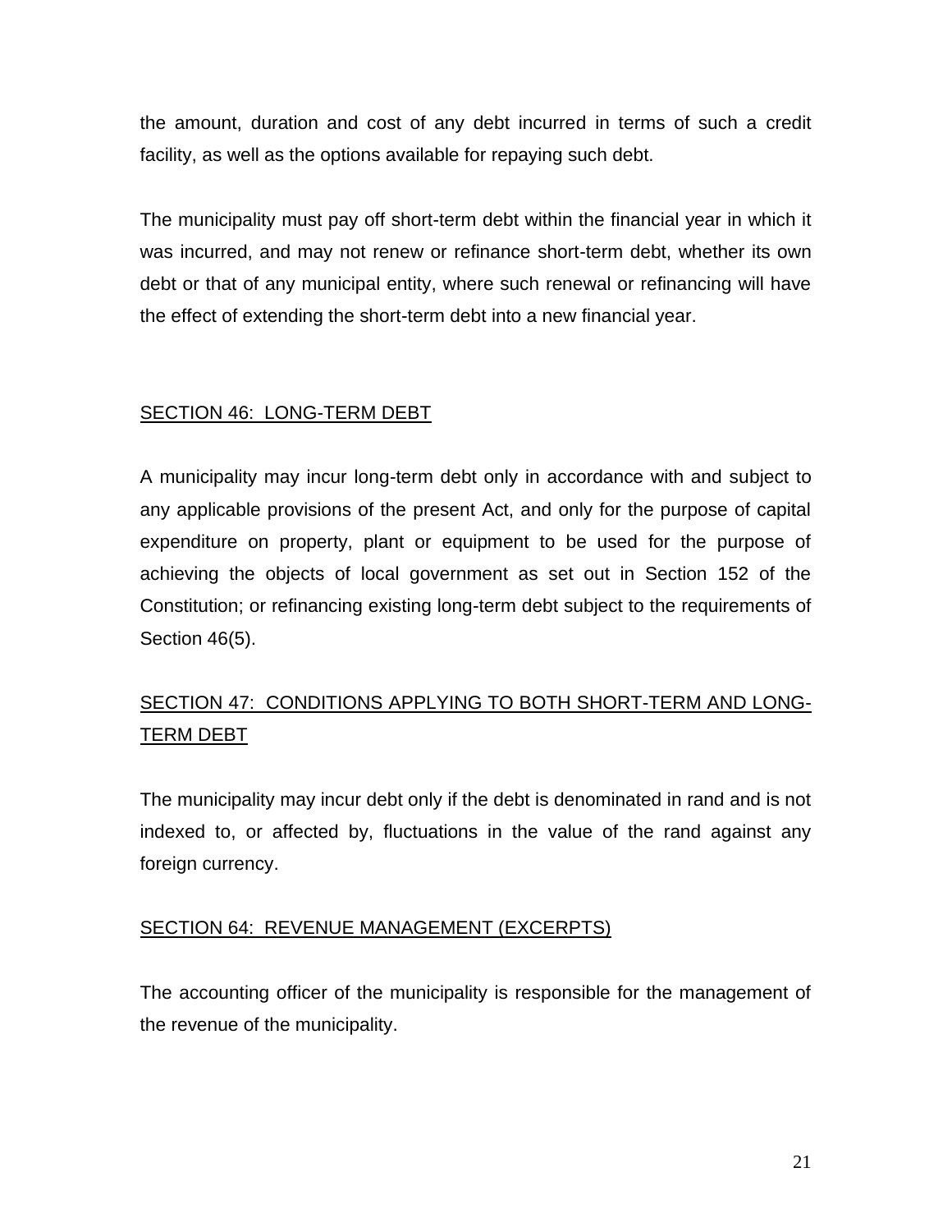the amount, duration and cost of any debt incurred in terms of such a credit facility, as well as the options available for repaying such debt.

The municipality must pay off short-term debt within the financial year in which it was incurred, and may not renew or refinance short-term debt, whether its own debt or that of any municipal entity, where such renewal or refinancing will have the effect of extending the short-term debt into a new financial year.

## SECTION 46: LONG-TERM DEBT

A municipality may incur long-term debt only in accordance with and subject to any applicable provisions of the present Act, and only for the purpose of capital expenditure on property, plant or equipment to be used for the purpose of achieving the objects of local government as set out in Section 152 of the Constitution; or refinancing existing long-term debt subject to the requirements of Section 46(5).

## SECTION 47: CONDITIONS APPLYING TO BOTH SHORT-TERM AND LONG-TERM DEBT

The municipality may incur debt only if the debt is denominated in rand and is not indexed to, or affected by, fluctuations in the value of the rand against any foreign currency.

## SECTION 64: REVENUE MANAGEMENT (EXCERPTS)

The accounting officer of the municipality is responsible for the management of the revenue of the municipality.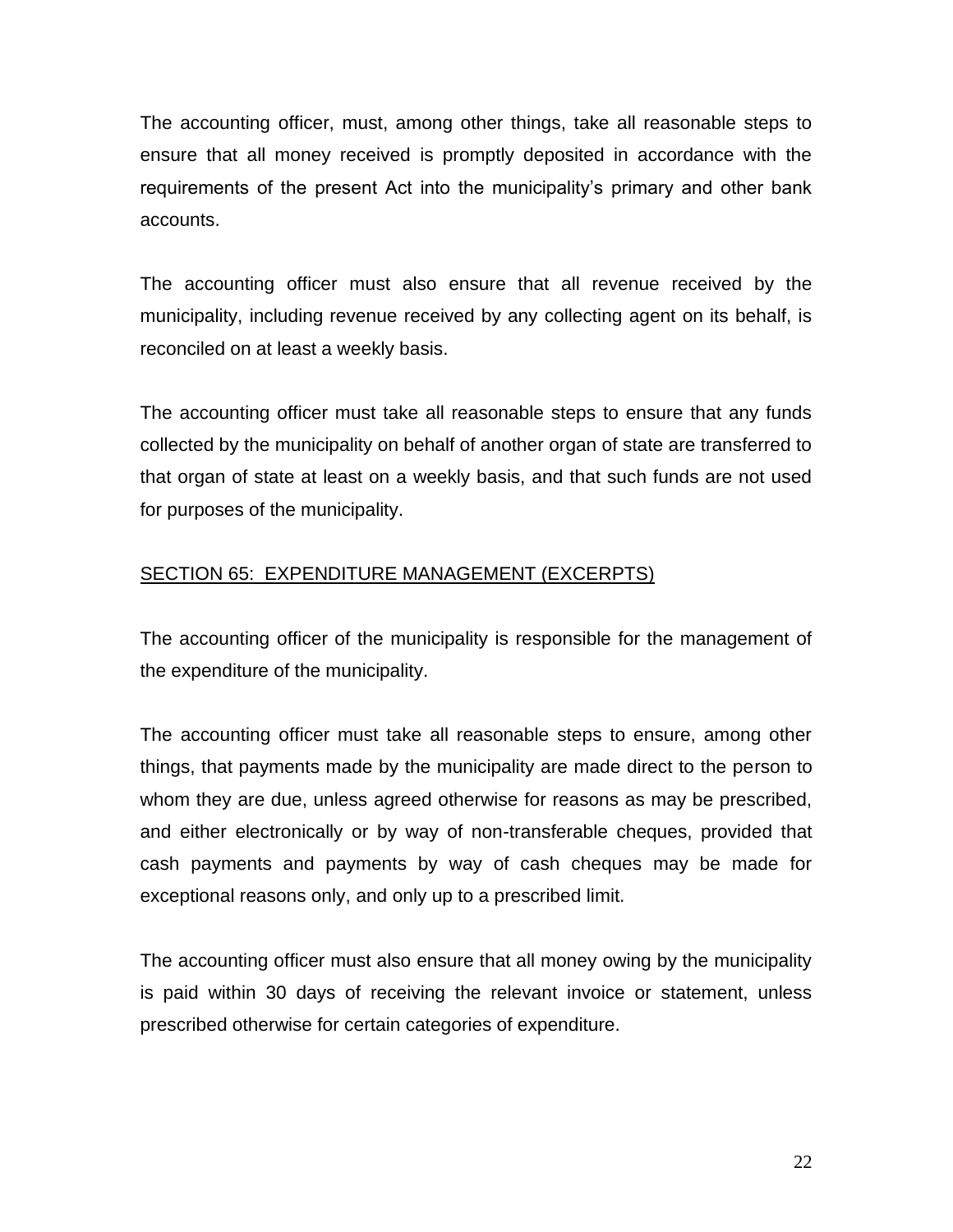The accounting officer, must, among other things, take all reasonable steps to ensure that all money received is promptly deposited in accordance with the requirements of the present Act into the municipality's primary and other bank accounts.

The accounting officer must also ensure that all revenue received by the municipality, including revenue received by any collecting agent on its behalf, is reconciled on at least a weekly basis.

The accounting officer must take all reasonable steps to ensure that any funds collected by the municipality on behalf of another organ of state are transferred to that organ of state at least on a weekly basis, and that such funds are not used for purposes of the municipality.

## SECTION 65: EXPENDITURE MANAGEMENT (EXCERPTS)

The accounting officer of the municipality is responsible for the management of the expenditure of the municipality.

The accounting officer must take all reasonable steps to ensure, among other things, that payments made by the municipality are made direct to the person to whom they are due, unless agreed otherwise for reasons as may be prescribed, and either electronically or by way of non-transferable cheques, provided that cash payments and payments by way of cash cheques may be made for exceptional reasons only, and only up to a prescribed limit.

The accounting officer must also ensure that all money owing by the municipality is paid within 30 days of receiving the relevant invoice or statement, unless prescribed otherwise for certain categories of expenditure.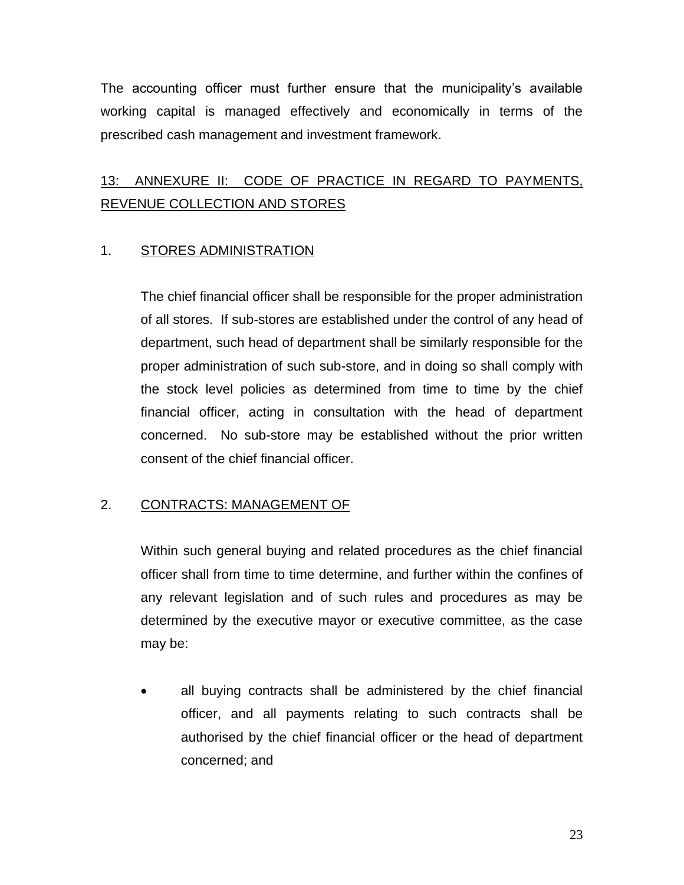The accounting officer must further ensure that the municipality's available working capital is managed effectively and economically in terms of the prescribed cash management and investment framework.

## 13: ANNEXURE II: CODE OF PRACTICE IN REGARD TO PAYMENTS, REVENUE COLLECTION AND STORES

### 1. STORES ADMINISTRATION

The chief financial officer shall be responsible for the proper administration of all stores. If sub-stores are established under the control of any head of department, such head of department shall be similarly responsible for the proper administration of such sub-store, and in doing so shall comply with the stock level policies as determined from time to time by the chief financial officer, acting in consultation with the head of department concerned. No sub-store may be established without the prior written consent of the chief financial officer.

### 2. CONTRACTS: MANAGEMENT OF

Within such general buying and related procedures as the chief financial officer shall from time to time determine, and further within the confines of any relevant legislation and of such rules and procedures as may be determined by the executive mayor or executive committee, as the case may be:

- all buying contracts shall be administered by the chief financial officer, and all payments relating to such contracts shall be authorised by the chief financial officer or the head of department concerned; and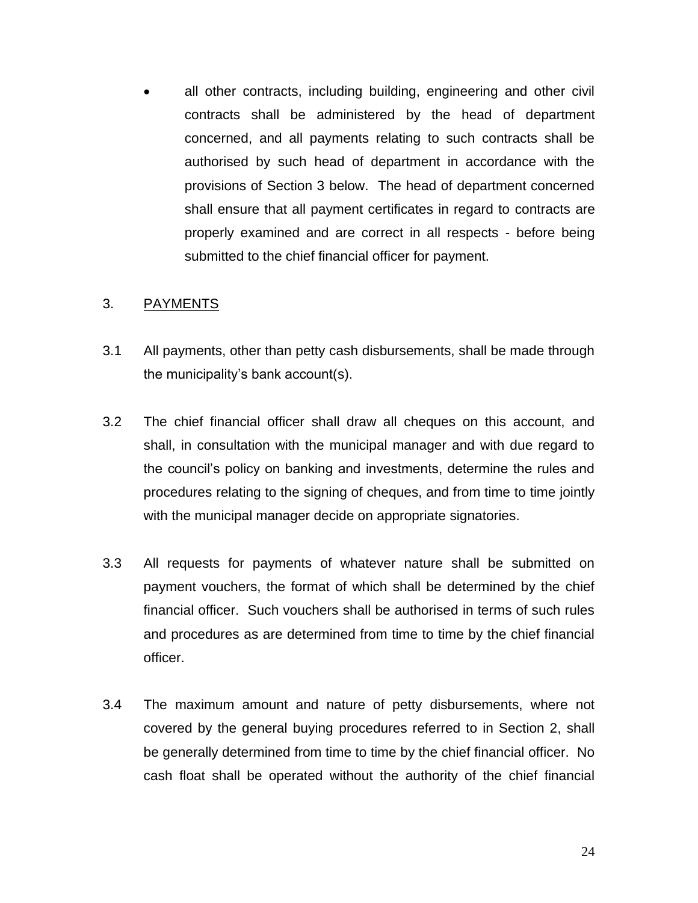- all other contracts, including building, engineering and other civil contracts shall be administered by the head of department concerned, and all payments relating to such contracts shall be authorised by such head of department in accordance with the provisions of Section 3 below. The head of department concerned shall ensure that all payment certificates in regard to contracts are properly examined and are correct in all respects - before being submitted to the chief financial officer for payment.

## 3. PAYMENTS

3.1 All payments, other than petty cash disbursements, shall be made through the municipality's bank account(s).

3.2 The chief financial officer shall draw all cheques on this account, and shall, in consultation with the municipal manager and with due regard to the council's policy on banking and investments, determine the rules and procedures relating to the signing of cheques, and from time to time jointly with the municipal manager decide on appropriate signatories.

3.3 All requests for payments of whatever nature shall be submitted on payment vouchers, the format of which shall be determined by the chief financial officer. Such vouchers shall be authorised in terms of such rules and procedures as are determined from time to time by the chief financial officer.

3.4 The maximum amount and nature of petty disbursements, where not covered by the general buying procedures referred to in Section 2, shall be generally determined from time to time by the chief financial officer. No cash float shall be operated without the authority of the chief financial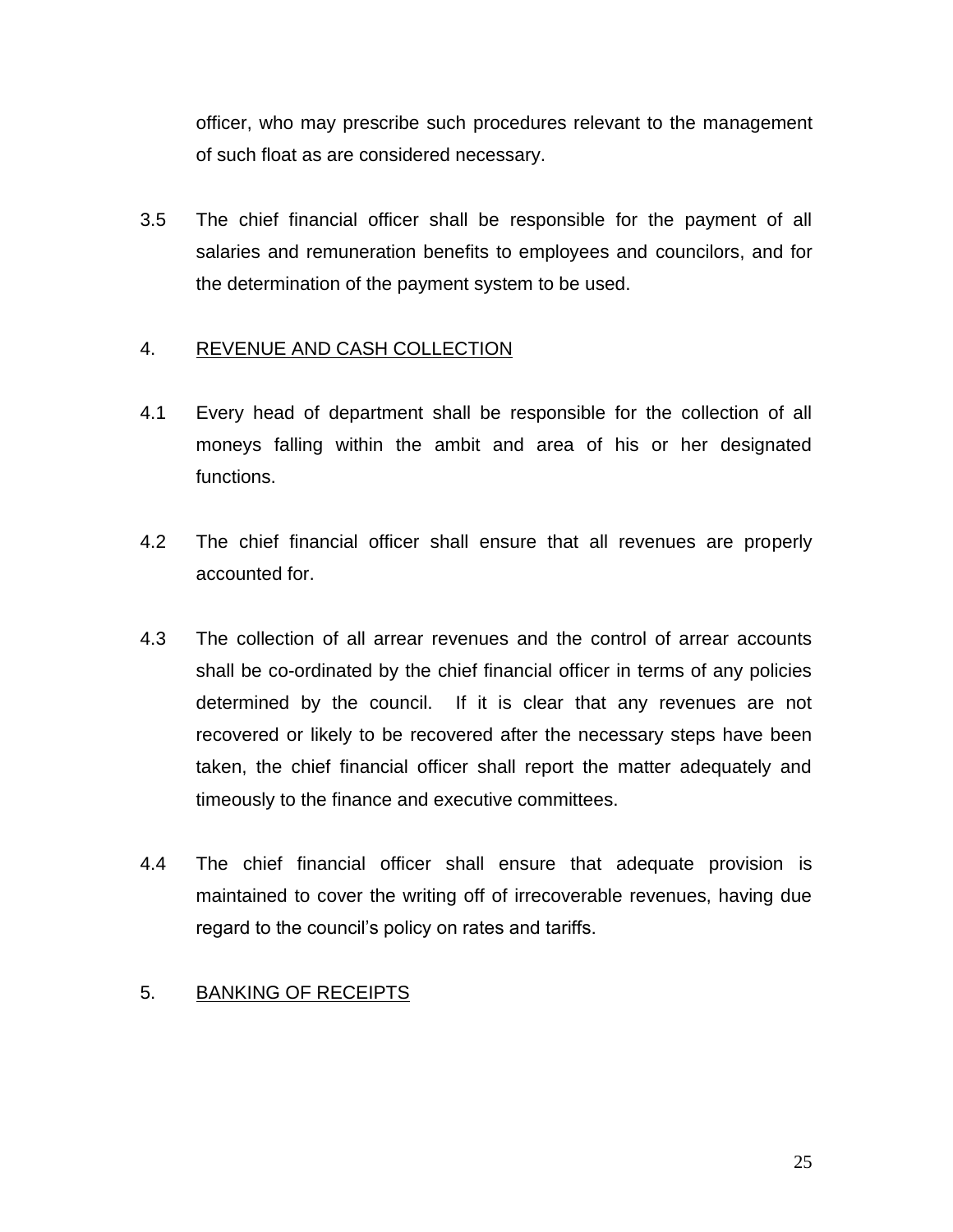officer, who may prescribe such procedures relevant to the management of such float as are considered necessary.

3.5 The chief financial officer shall be responsible for the payment of all salaries and remuneration benefits to employees and councilors, and for the determination of the payment system to be used.

## 4. REVENUE AND CASH COLLECTION

4.1 Every head of department shall be responsible for the collection of all moneys falling within the ambit and area of his or her designated functions.

4.2 The chief financial officer shall ensure that all revenues are properly accounted for.

4.3 The collection of all arrear revenues and the control of arrear accounts shall be co-ordinated by the chief financial officer in terms of any policies determined by the council. If it is clear that any revenues are not recovered or likely to be recovered after the necessary steps have been taken, the chief financial officer shall report the matter adequately and timeously to the finance and executive committees.

4.4 The chief financial officer shall ensure that adequate provision is maintained to cover the writing off of irrecoverable revenues, having due regard to the council's policy on rates and tariffs.

## 5. BANKING OF RECEIPTS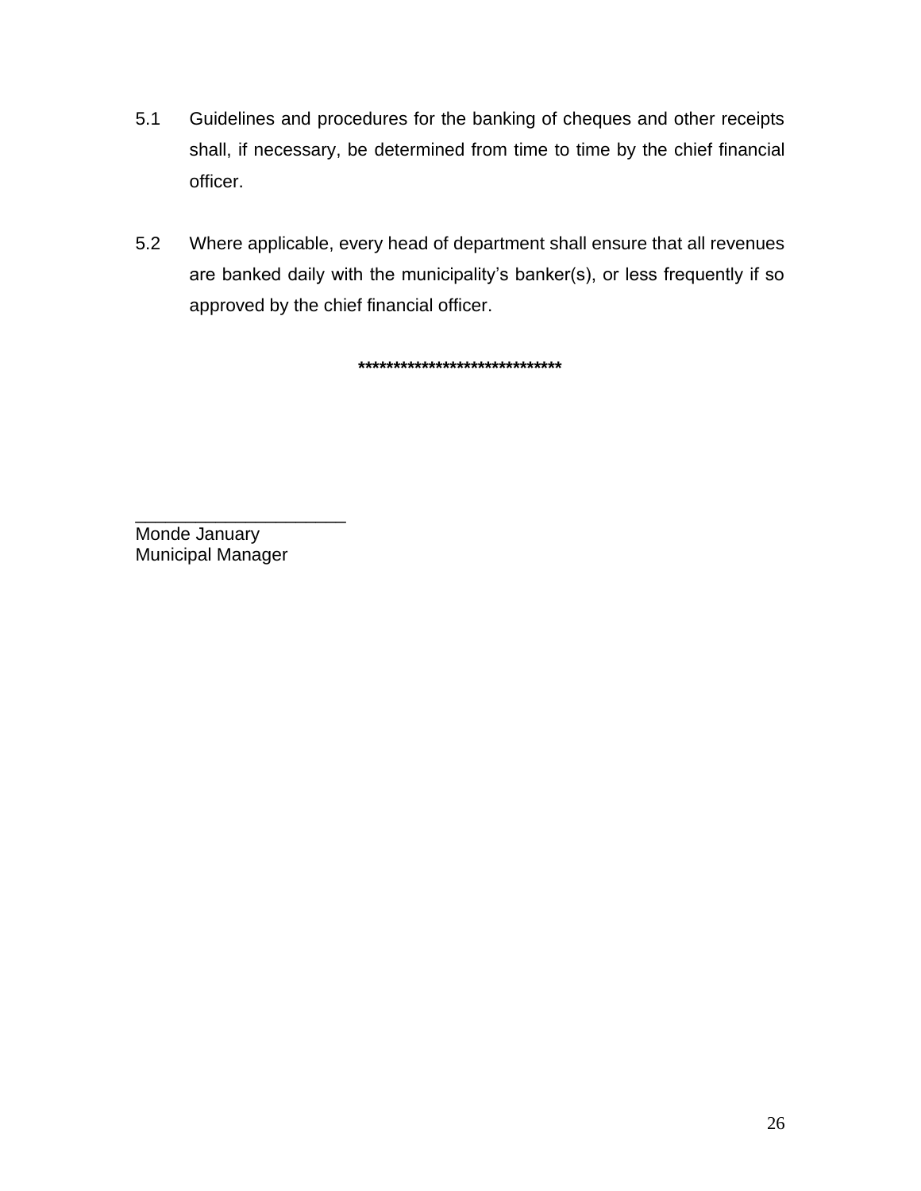5.1 Guidelines and procedures for the banking of cheques and other receipts shall, if necessary, be determined from time to time by the chief financial officer.

5.2 Where applicable, every head of department shall ensure that all revenues are banked daily with the municipality's banker(s), or less frequently if so approved by the chief financial officer.

******************************

_____________________

Monde January
Municipal Manager